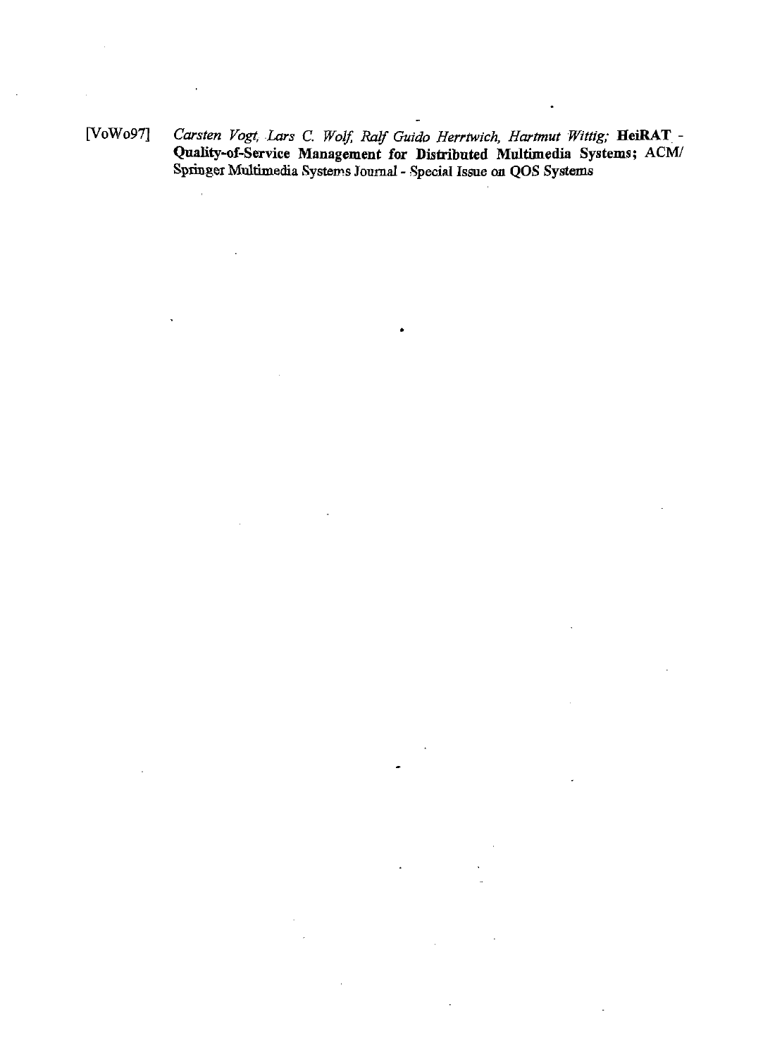[VoWo97] *Carsten Vogt, Lars C. Wolf, Ralf Guido Herrtwich, Hartmut Wittig;* **HeiRAT - Quality-of-Service Management for Distributed Multimedia Systems;** ACM/ Springer Multimedia Systems Journal - Special Issue on QOS Systems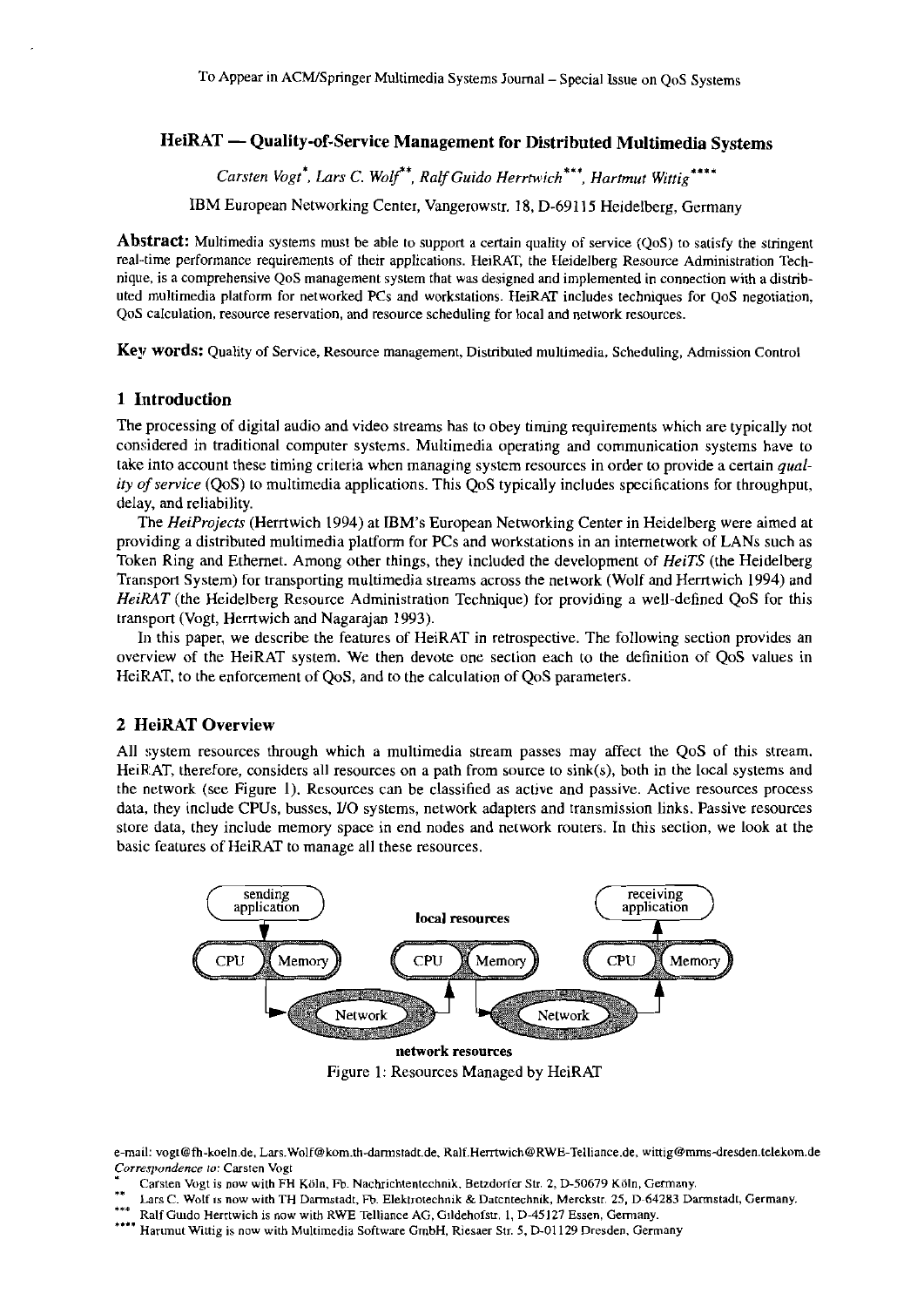To Appear in ACM/Springer Multimedia Systems Journal – Special Issue on QoS Systems

# HeiRAT — Quality-of-Service Management for Distributed Multimedia Systems

*Carsten Vogt\*, Lars C. Wolf\*\*, Ralf Guido Herrtwich\*\*\*, Hartmut Wittig\*\*\*\**

IBM European Networking Center, Vangerowstr. 18, D-69115 Heidelberg, Germany

**Abstract:** Multimedia systems must be able to support a certain quality of service (QoS) to satisfy the stringent real-time performance requirements of their applications. HeiRAT, the Heidelberg Resource Administration Technique, is a comprehensive QoS management system that was designed and implemented in connection with a distributed multimedia platform for networked PCs and workstations. HeiRAT includes techniques for QoS negotiation, QoS calculation, resource reservation, and resource scheduling for local and network resources.

**Key words:** Quality of Service, Resource management, Distributed multimedia, Scheduling, Admission Control

## 1 Introduction

The processing of digital audio and video streams has to obey timing requirements which are typically not considered in traditional computer systems. Multimedia operating and communication systems have to take into account these timing criteria when managing system resources in order to provide a certain *quality of service* (QoS) to multimedia applications. This QoS typically includes specifications for throughput, delay, and reliability.

The *HeiProjects* (Herrtwich 1994) at IBM's European Networking Center in Heidelberg were aimed at providing a distributed multimedia platform for PCs and workstations in an internetwork of LANs such as Token Ring and Ethernet. Among other things, they included the development of *HeiTS* (the Heidelberg Transport System) for transporting multimedia streams across the network (Wolf and Herrtwich 1994) and *HeiRAT* (the Heidelberg Resource Administration Technique) for providing a well-defined QoS for this transport (Vogt, Herrtwich and Nagarajan 1993).

In this paper, we describe the features of HeiRAT in retrospective. The following section provides an overview of the HeiRAT system. We then devote one section each to the definition of QoS values in HeiRAT, to the enforcement of QoS, and to the calculation of QoS parameters.

## 2 HeiRAT Overview

All system resources through which a multimedia stream passes may affect the QoS of this stream. HeiRAT, therefore, considers all resources on a path from source to sink(s), both in the local systems and the network (see Figure 1). Resources can be classified as active and passive. Active resources process data, they include CPUs, busses, I/O systems, network adapters and transmission links. Passive resources store data, they include memory space in end nodes and network routers. In this section, we look at the basic features of HeiRAT to manage all these resources.

sending application — local resources — receiving application
CPU | Memory — CPU | Memory — CPU | Memory
Network — Network
network resources

Figure 1: Resources Managed by HeiRAT

e-mail: vogt@fh-koeln.de, Lars.Wolf@kom.th-darmstadt.de, Ralf.Herrtwich@RWE-Telliance.de, wittig@mms-dresden.telekom.de
*Correspondence to:* Carsten Vogt

\* Carsten Vogt is now with FH Köln, Fb. Nachrichtentechnik, Betzdorfer Str. 2, D-50679 Köln, Germany.
\*\* Lars C. Wolf is now with TH Darmstadt, Fb. Elektrotechnik & Datentechnik, Merckstr. 25, D-64283 Darmstadt, Germany.
\*\*\* Ralf Guido Herrtwich is now with RWE Telliance AG, Gildehofstr. 1, D-45127 Essen, Germany.
\*\*\*\* Hartmut Wittig is now with Multimedia Software GmbH, Riesaer Str. 5, D-01129 Dresden, Germany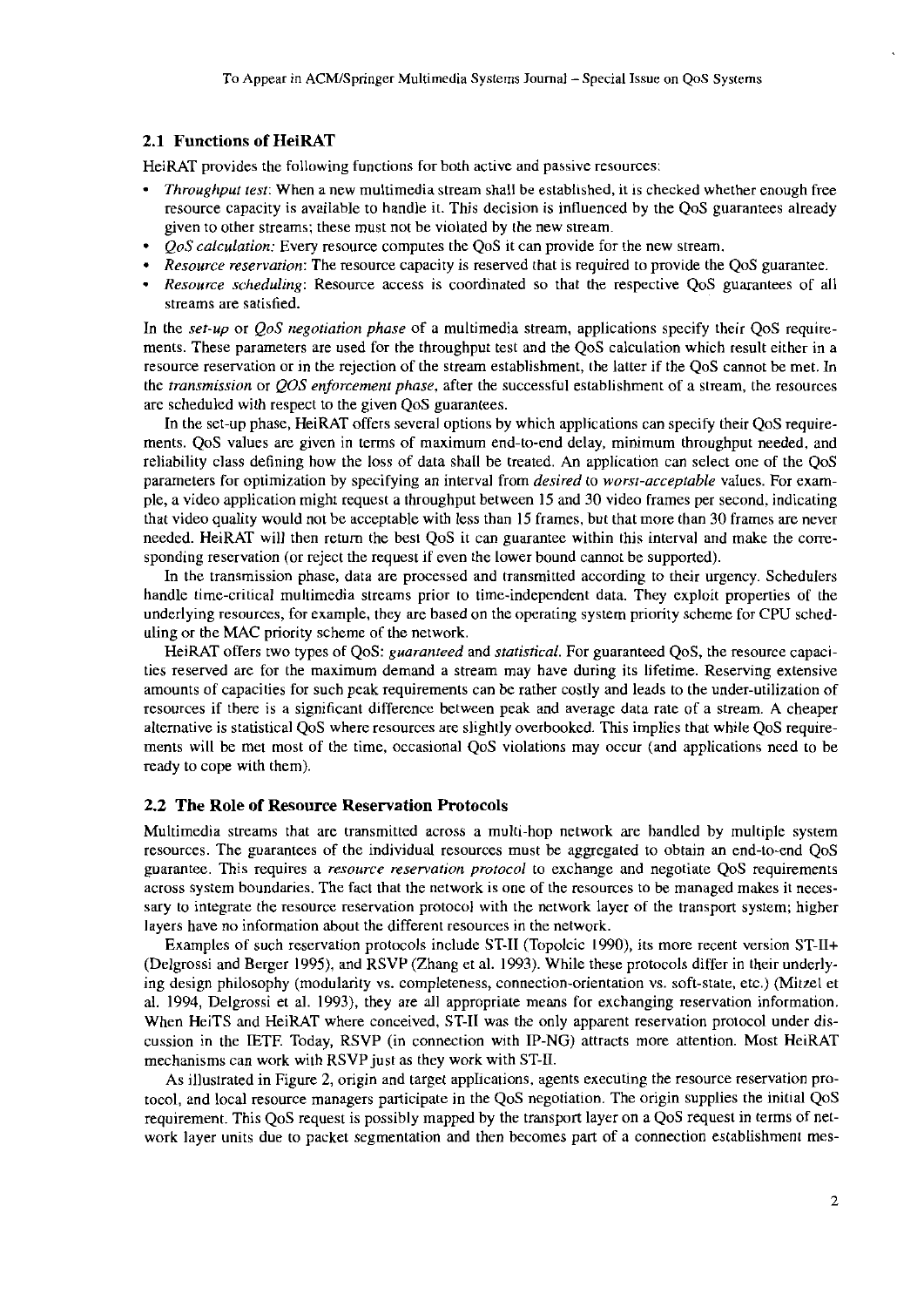## 2.1 Functions of HeiRAT

HeiRAT provides the following functions for both active and passive resources:

- *Throughput test*: When a new multimedia stream shall be established, it is checked whether enough free resource capacity is available to handle it. This decision is influenced by the QoS guarantees already given to other streams; these must not be violated by the new stream.
- *QoS calculation:* Every resource computes the QoS it can provide for the new stream.
- *Resource reservation*: The resource capacity is reserved that is required to provide the QoS guarantee.
- *Resource scheduling*: Resource access is coordinated so that the respective QoS guarantees of all streams are satisfied.

In the *set-up* or *QoS negotiation phase* of a multimedia stream, applications specify their QoS requirements. These parameters are used for the throughput test and the QoS calculation which result either in a resource reservation or in the rejection of the stream establishment, the latter if the QoS cannot be met. In the *transmission* or *QOS enforcement phase*, after the successful establishment of a stream, the resources are scheduled with respect to the given QoS guarantees.

In the set-up phase, HeiRAT offers several options by which applications can specify their QoS requirements. QoS values are given in terms of maximum end-to-end delay, minimum throughput needed, and reliability class defining how the loss of data shall be treated. An application can select one of the QoS parameters for optimization by specifying an interval from *desired* to *worst-acceptable* values. For example, a video application might request a throughput between 15 and 30 video frames per second, indicating that video quality would not be acceptable with less than 15 frames, but that more than 30 frames are never needed. HeiRAT will then return the best QoS it can guarantee within this interval and make the corresponding reservation (or reject the request if even the lower bound cannot be supported).

In the transmission phase, data are processed and transmitted according to their urgency. Schedulers handle time-critical multimedia streams prior to time-independent data. They exploit properties of the underlying resources, for example, they are based on the operating system priority scheme for CPU scheduling or the MAC priority scheme of the network.

HeiRAT offers two types of QoS: *guaranteed* and *statistical*. For guaranteed QoS, the resource capacities reserved are for the maximum demand a stream may have during its lifetime. Reserving extensive amounts of capacities for such peak requirements can be rather costly and leads to the under-utilization of resources if there is a significant difference between peak and average data rate of a stream. A cheaper alternative is statistical QoS where resources are slightly overbooked. This implies that while QoS requirements will be met most of the time, occasional QoS violations may occur (and applications need to be ready to cope with them).

## 2.2 The Role of Resource Reservation Protocols

Multimedia streams that are transmitted across a multi-hop network are handled by multiple system resources. The guarantees of the individual resources must be aggregated to obtain an end-to-end QoS guarantee. This requires a *resource reservation protocol* to exchange and negotiate QoS requirements across system boundaries. The fact that the network is one of the resources to be managed makes it necessary to integrate the resource reservation protocol with the network layer of the transport system; higher layers have no information about the different resources in the network.

Examples of such reservation protocols include ST-II (Topolcic 1990), its more recent version ST-II+ (Delgrossi and Berger 1995), and RSVP (Zhang et al. 1993). While these protocols differ in their underlying design philosophy (modularity vs. completeness, connection-orientation vs. soft-state, etc.) (Mitzel et al. 1994, Delgrossi et al. 1993), they are all appropriate means for exchanging reservation information. When HeiTS and HeiRAT where conceived, ST-II was the only apparent reservation protocol under discussion in the IETF. Today, RSVP (in connection with IP-NG) attracts more attention. Most HeiRAT mechanisms can work with RSVP just as they work with ST-II.

As illustrated in Figure 2, origin and target applications, agents executing the resource reservation protocol, and local resource managers participate in the QoS negotiation. The origin supplies the initial QoS requirement. This QoS request is possibly mapped by the transport layer on a QoS request in terms of network layer units due to packet segmentation and then becomes part of a connection establishment mes-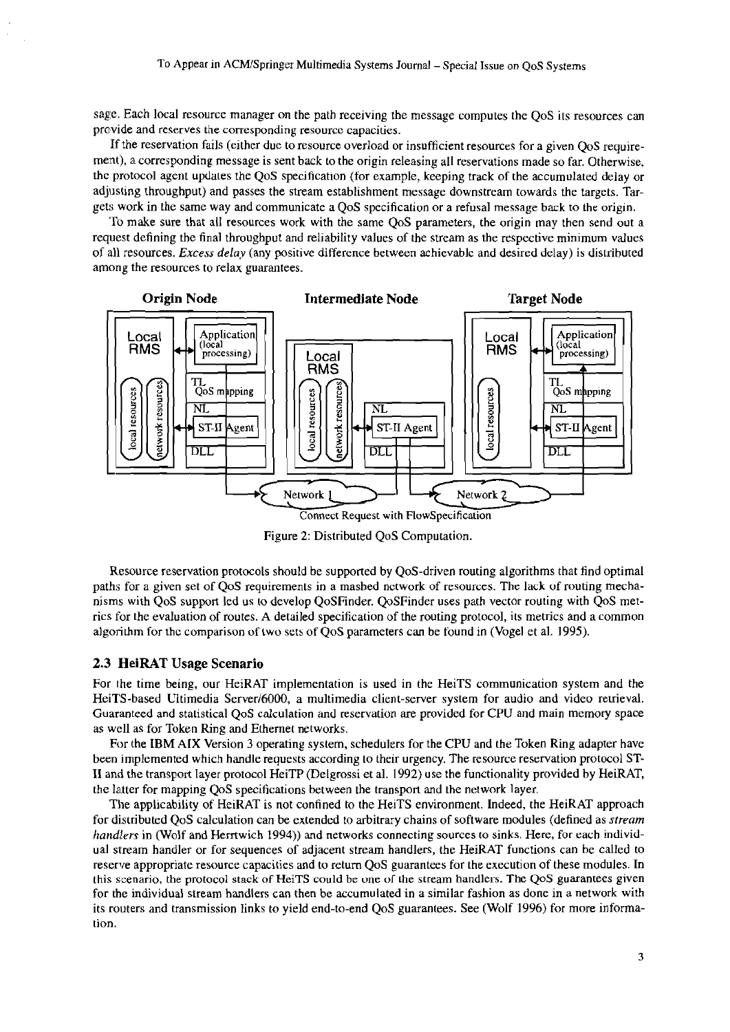sage. Each local resource manager on the path receiving the message computes the QoS its resources can provide and reserves the corresponding resource capacities.

If the reservation fails (either due to resource overload or insufficient resources for a given QoS requirement), a corresponding message is sent back to the origin releasing all reservations made so far. Otherwise, the protocol agent updates the QoS specification (for example, keeping track of the accumulated delay or adjusting throughput) and passes the stream establishment message downstream towards the targets. Targets work in the same way and communicate a QoS specification or a refusal message back to the origin.

To make sure that all resources work with the same QoS parameters, the origin may then send out a request defining the final throughput and reliability values of the stream as the respective minimum values of all resources. *Excess delay* (any positive difference between achievable and desired delay) is distributed among the resources to relax guarantees.

Figure 2: Distributed QoS Computation.

Resource reservation protocols should be supported by QoS-driven routing algorithms that find optimal paths for a given set of QoS requirements in a mashed network of resources. The lack of routing mechanisms with QoS support led us to develop QoSFinder. QoSFinder uses path vector routing with QoS metrics for the evaluation of routes. A detailed specification of the routing protocol, its metrics and a common algorithm for the comparison of two sets of QoS parameters can be found in (Vogel et al. 1995).

### 2.3 HeiRAT Usage Scenario

For the time being, our HeiRAT implementation is used in the HeiTS communication system and the HeiTS-based Ultimedia Server/6000, a multimedia client-server system for audio and video retrieval. Guaranteed and statistical QoS calculation and reservation are provided for CPU and main memory space as well as for Token Ring and Ethernet networks.

For the IBM AIX Version 3 operating system, schedulers for the CPU and the Token Ring adapter have been implemented which handle requests according to their urgency. The resource reservation protocol ST-II and the transport layer protocol HeiTP (Delgrossi et al. 1992) use the functionality provided by HeiRAT, the latter for mapping QoS specifications between the transport and the network layer.

The applicability of HeiRAT is not confined to the HeiTS environment. Indeed, the HeiRAT approach for distributed QoS calculation can be extended to arbitrary chains of software modules (defined as *stream handlers* in (Wolf and Herrtwich 1994)) and networks connecting sources to sinks. Here, for each individual stream handler or for sequences of adjacent stream handlers, the HeiRAT functions can be called to reserve appropriate resource capacities and to return QoS guarantees for the execution of these modules. In this scenario, the protocol stack of HeiTS could be one of the stream handlers. The QoS guarantees given for the individual stream handlers can then be accumulated in a similar fashion as done in a network with its routers and transmission links to yield end-to-end QoS guarantees. See (Wolf 1996) for more information.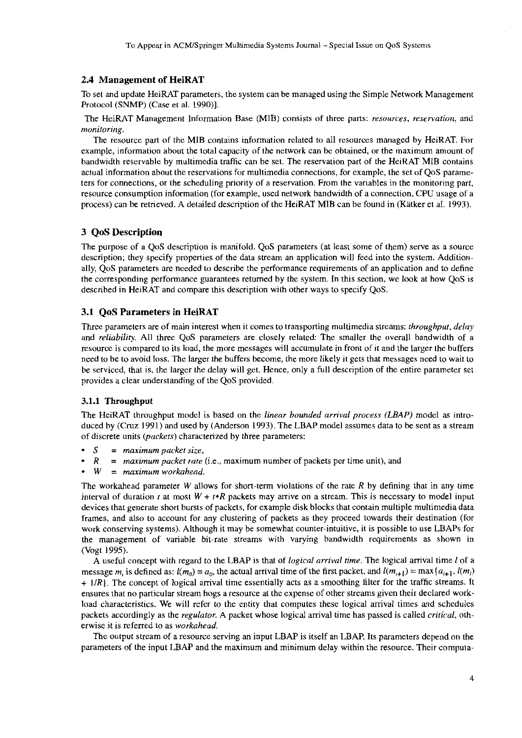## 2.4 Management of HeiRAT

To set and update HeiRAT parameters, the system can be managed using the Simple Network Management Protocol (SNMP) (Case et al. 1990)].

The HeiRAT Management Information Base (MIB) consists of three parts: *resources*, *reservation*, and *monitoring*.

The resource part of the MIB contains information related to all resources managed by HeiRAT. For example, information about the total capacity of the network can be obtained, or the maximum amount of bandwidth reservable by multimedia traffic can be set. The reservation part of the HeiRAT MIB contains actual information about the reservations for multimedia connections, for example, the set of QoS parameters for connections, or the scheduling priority of a reservation. From the variables in the monitoring part, resource consumption information (for example, used network bandwidth of a connection, CPU usage of a process) can be retrieved. A detailed description of the HeiRAT MIB can be found in (Kätker et al. 1993).

# 3 QoS Description

The purpose of a QoS description is manifold. QoS parameters (at least some of them) serve as a source description; they specify properties of the data stream an application will feed into the system. Additionally, QoS parameters are needed to describe the performance requirements of an application and to define the corresponding performance guarantees returned by the system. In this section, we look at how QoS is described in HeiRAT and compare this description with other ways to specify QoS.

## 3.1 QoS Parameters in HeiRAT

Three parameters are of main interest when it comes to transporting multimedia streams: *throughput*, *delay* and *reliability*. All three QoS parameters are closely related: The smaller the overall bandwidth of a resource is compared to its load, the more messages will accumulate in front of it and the larger the buffers need to be to avoid loss. The larger the buffers become, the more likely it gets that messages need to wait to be serviced, that is, the larger the delay will get. Hence, only a full description of the entire parameter set provides a clear understanding of the QoS provided.

### 3.1.1 Throughput

The HeiRAT throughput model is based on the *linear bounded arrival process (LBAP)* model as introduced by (Cruz 1991) and used by (Anderson 1993). The LBAP model assumes data to be sent as a stream of discrete units (*packets*) characterized by three parameters:

- $S$ = *maximum packet size*,
- $R$ = *maximum packet rate* (i.e., maximum number of packets per time unit), and
- $W$ = *maximum workahead*.

The workahead parameter $W$ allows for short-term violations of the rate $R$ by defining that in any time interval of duration $t$ at most $W + t*R$ packets may arrive on a stream. This is necessary to model input devices that generate short bursts of packets, for example disk blocks that contain multiple multimedia data frames, and also to account for any clustering of packets as they proceed towards their destination (for work conserving systems). Although it may be somewhat counter-intuitive, it is possible to use LBAPs for the management of variable bit-rate streams with varying bandwidth requirements as shown in (Vogt 1995).

A useful concept with regard to the LBAP is that of *logical arrival time*. The logical arrival time $l$ of a message $m_i$ is defined as: $l(m_0) = a_0$, the actual arrival time of the first packet, and $l(m_{i+1}) = \max\{a_{i+1}, l(m_i) + 1/R\}$. The concept of logical arrival time essentially acts as a smoothing filter for the traffic streams. It ensures that no particular stream hogs a resource at the expense of other streams given their declared workload characteristics. We will refer to the entity that computes these logical arrival times and schedules packets accordingly as the *regulator*. A packet whose logical arrival time has passed is called *critical*, otherwise it is referred to as *workahead*.

The output stream of a resource serving an input LBAP is itself an LBAP. Its parameters depend on the parameters of the input LBAP and the maximum and minimum delay within the resource. Their computa-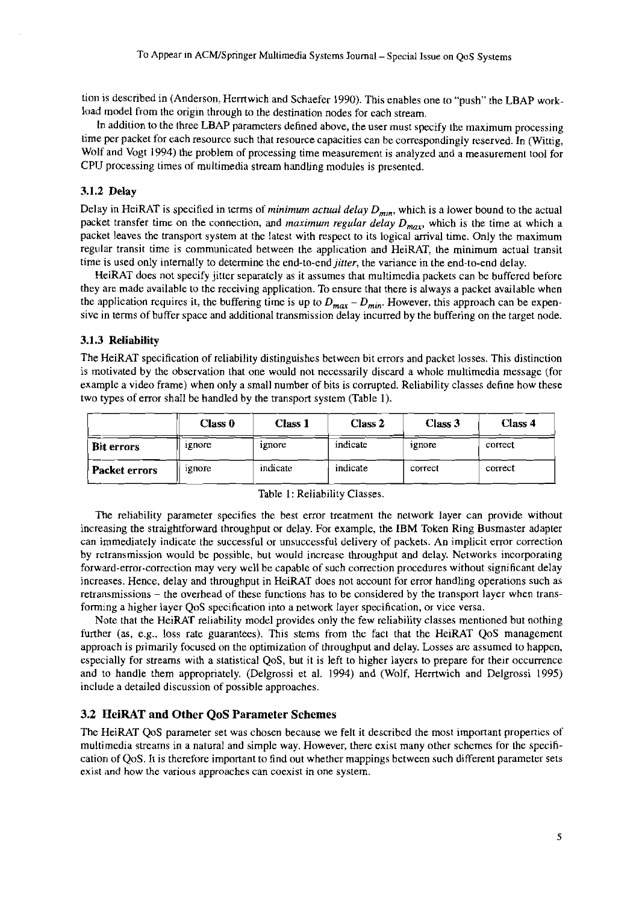tion is described in (Anderson, Herrtwich and Schaefer 1990). This enables one to "push" the LBAP workload model from the origin through to the destination nodes for each stream.

In addition to the three LBAP parameters defined above, the user must specify the maximum processing time per packet for each resource such that resource capacities can be correspondingly reserved. In (Wittig, Wolf and Vogt 1994) the problem of processing time measurement is analyzed and a measurement tool for CPU processing times of multimedia stream handling modules is presented.

### 3.1.2 Delay

Delay in HeiRAT is specified in terms of *minimum actual delay* $D_{min}$, which is a lower bound to the actual packet transfer time on the connection, and *maximum regular delay* $D_{max}$, which is the time at which a packet leaves the transport system at the latest with respect to its logical arrival time. Only the maximum regular transit time is communicated between the application and HeiRAT, the minimum actual transit time is used only internally to determine the end-to-end *jitter*, the variance in the end-to-end delay.

HeiRAT does not specify jitter separately as it assumes that multimedia packets can be buffered before they are made available to the receiving application. To ensure that there is always a packet available when the application requires it, the buffering time is up to $D_{max} - D_{min}$. However, this approach can be expensive in terms of buffer space and additional transmission delay incurred by the buffering on the target node.

### 3.1.3 Reliability

The HeiRAT specification of reliability distinguishes between bit errors and packet losses. This distinction is motivated by the observation that one would not necessarily discard a whole multimedia message (for example a video frame) when only a small number of bits is corrupted. Reliability classes define how these two types of error shall be handled by the transport system (Table 1).

| | Class 0 | Class 1 | Class 2 | Class 3 | Class 4 |
|---|---|---|---|---|---|
| **Bit errors** | ignore | ignore | indicate | ignore | correct |
| **Packet errors** | ignore | indicate | indicate | correct | correct |

Table 1: Reliability Classes.

The reliability parameter specifies the best error treatment the network layer can provide without increasing the straightforward throughput or delay. For example, the IBM Token Ring Busmaster adapter can immediately indicate the successful or unsuccessful delivery of packets. An implicit error correction by retransmission would be possible, but would increase throughput and delay. Networks incorporating forward-error-correction may very well be capable of such correction procedures without significant delay increases. Hence, delay and throughput in HeiRAT does not account for error handling operations such as retransmissions – the overhead of these functions has to be considered by the transport layer when transforming a higher layer QoS specification into a network layer specification, or vice versa.

Note that the HeiRAT reliability model provides only the few reliability classes mentioned but nothing further (as, e.g., loss rate guarantees). This stems from the fact that the HeiRAT QoS management approach is primarily focused on the optimization of throughput and delay. Losses are assumed to happen, especially for streams with a statistical QoS, but it is left to higher layers to prepare for their occurrence and to handle them appropriately. (Delgrossi et al. 1994) and (Wolf, Herrtwich and Delgrossi 1995) include a detailed discussion of possible approaches.

## 3.2 HeiRAT and Other QoS Parameter Schemes

The HeiRAT QoS parameter set was chosen because we felt it described the most important properties of multimedia streams in a natural and simple way. However, there exist many other schemes for the specification of QoS. It is therefore important to find out whether mappings between such different parameter sets exist and how the various approaches can coexist in one system.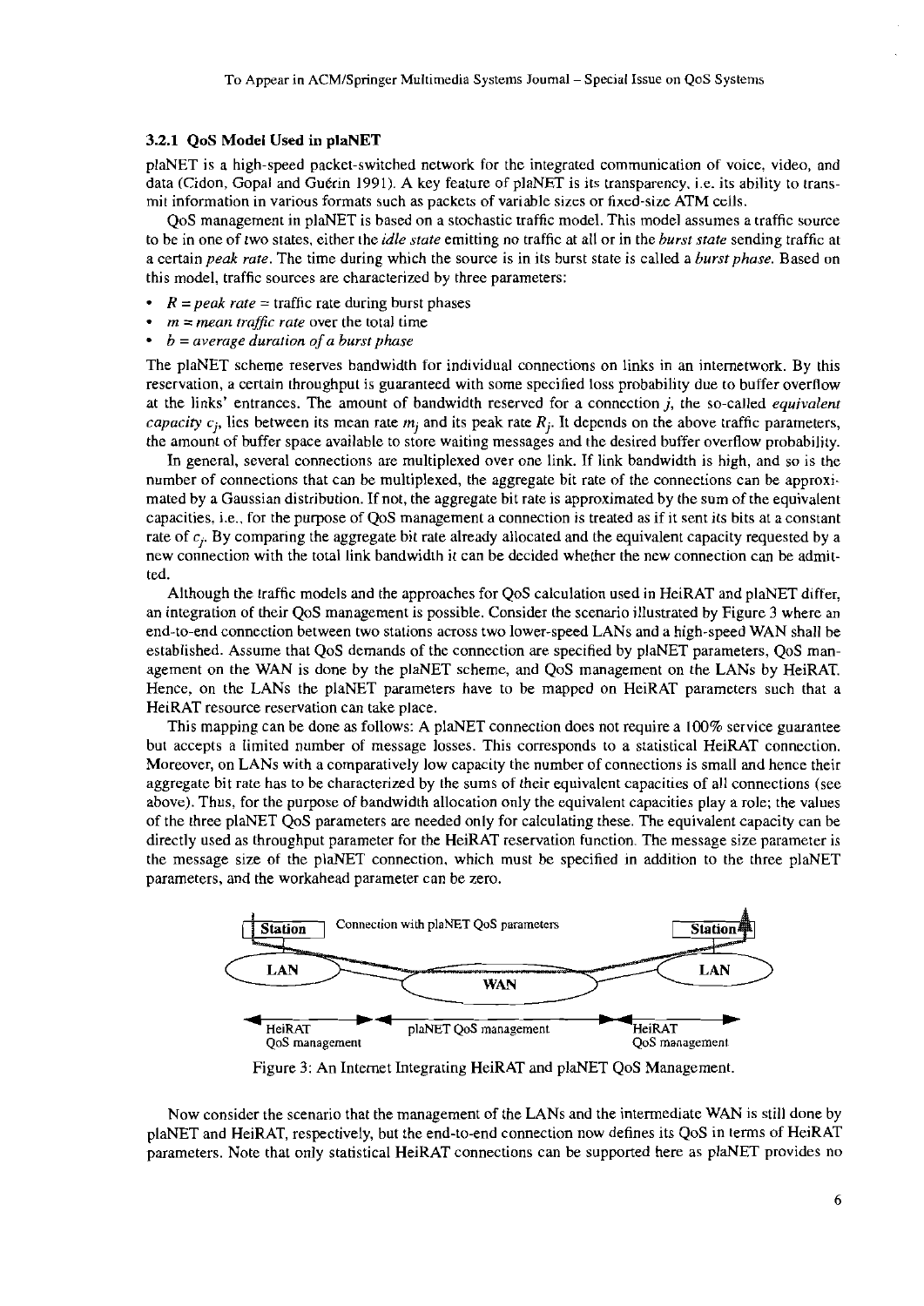### 3.2.1 QoS Model Used in plaNET

plaNET is a high-speed packet-switched network for the integrated communication of voice, video, and data (Cidon, Gopal and Guérin 1991). A key feature of plaNET is its transparency, i.e. its ability to transmit information in various formats such as packets of variable sizes or fixed-size ATM cells.

QoS management in plaNET is based on a stochastic traffic model. This model assumes a traffic source to be in one of two states, either the *idle state* emitting no traffic at all or in the *burst state* sending traffic at a certain *peak rate*. The time during which the source is in its burst state is called a *burst phase*. Based on this model, traffic sources are characterized by three parameters:

- $R$ = *peak rate* = traffic rate during burst phases
- $m$ = *mean traffic rate* over the total time
- $b$ = *average duration of a burst phase*

The plaNET scheme reserves bandwidth for individual connections on links in an internetwork. By this reservation, a certain throughput is guaranteed with some specified loss probability due to buffer overflow at the links' entrances. The amount of bandwidth reserved for a connection $j$, the so-called *equivalent capacity* $c_j$, lies between its mean rate $m_j$ and its peak rate $R_j$. It depends on the above traffic parameters, the amount of buffer space available to store waiting messages and the desired buffer overflow probability.

In general, several connections are multiplexed over one link. If link bandwidth is high, and so is the number of connections that can be multiplexed, the aggregate bit rate of the connections can be approximated by a Gaussian distribution. If not, the aggregate bit rate is approximated by the sum of the equivalent capacities, i.e., for the purpose of QoS management a connection is treated as if it sent its bits at a constant rate of $c_j$. By comparing the aggregate bit rate already allocated and the equivalent capacity requested by a new connection with the total link bandwidth it can be decided whether the new connection can be admitted.

Although the traffic models and the approaches for QoS calculation used in HeiRAT and plaNET differ, an integration of their QoS management is possible. Consider the scenario illustrated by Figure 3 where an end-to-end connection between two stations across two lower-speed LANs and a high-speed WAN shall be established. Assume that QoS demands of the connection are specified by plaNET parameters, QoS management on the WAN is done by the plaNET scheme, and QoS management on the LANs by HeiRAT. Hence, on the LANs the plaNET parameters have to be mapped on HeiRAT parameters such that a HeiRAT resource reservation can take place.

This mapping can be done as follows: A plaNET connection does not require a 100% service guarantee but accepts a limited number of message losses. This corresponds to a statistical HeiRAT connection. Moreover, on LANs with a comparatively low capacity the number of connections is small and hence their aggregate bit rate has to be characterized by the sums of their equivalent capacities of all connections (see above). Thus, for the purpose of bandwidth allocation only the equivalent capacities play a role; the values of the three plaNET QoS parameters are needed only for calculating these. The equivalent capacity can be directly used as throughput parameter for the HeiRAT reservation function. The message size parameter is the message size of the plaNET connection, which must be specified in addition to the three plaNET parameters, and the workahead parameter can be zero.

Station — Connection with plaNET QoS parameters — Station

LAN — WAN — LAN

HeiRAT QoS management | plaNET QoS management | HeiRAT QoS management

Figure 3: An Internet Integrating HeiRAT and plaNET QoS Management.

Now consider the scenario that the management of the LANs and the intermediate WAN is still done by plaNET and HeiRAT, respectively, but the end-to-end connection now defines its QoS in terms of HeiRAT parameters. Note that only statistical HeiRAT connections can be supported here as plaNET provides no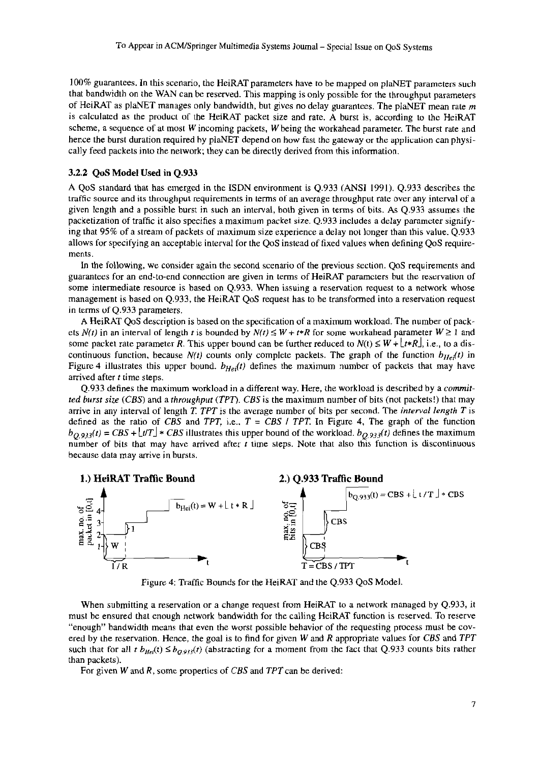100% guarantees. In this scenario, the HeiRAT parameters have to be mapped on plaNET parameters such that bandwidth on the WAN can be reserved. This mapping is only possible for the throughput parameters of HeiRAT as plaNET manages only bandwidth, but gives no delay guarantees. The plaNET mean rate $m$ is calculated as the product of the HeiRAT packet size and rate. A burst is, according to the HeiRAT scheme, a sequence of at most $W$ incoming packets, $W$ being the workahead parameter. The burst rate and hence the burst duration required by plaNET depend on how fast the gateway or the application can physically feed packets into the network; they can be directly derived from this information.

### 3.2.2 QoS Model Used in Q.933

A QoS standard that has emerged in the ISDN environment is Q.933 (ANSI 1991). Q.933 describes the traffic source and its throughput requirements in terms of an average throughput rate over any interval of a given length and a possible burst in such an interval, both given in terms of bits. As Q.933 assumes the packetization of traffic it also specifies a maximum packet size. Q.933 includes a delay parameter signifying that 95% of a stream of packets of maximum size experience a delay not longer than this value. Q.933 allows for specifying an acceptable interval for the QoS instead of fixed values when defining QoS requirements.

In the following, we consider again the second scenario of the previous section. QoS requirements and guarantees for an end-to-end connection are given in terms of HeiRAT parameters but the reservation of some intermediate resource is based on Q.933. When issuing a reservation request to a network whose management is based on Q.933, the HeiRAT QoS request has to be transformed into a reservation request in terms of Q.933 parameters.

A HeiRAT QoS description is based on the specification of a maximum workload. The number of packets $N(t)$ in an interval of length $t$ is bounded by $N(t) \leq W + t*R$ for some workahead parameter $W \geq 1$ and some packet rate parameter $R$. This upper bound can be further reduced to $N(t) \leq W + \lfloor t*R \rfloor$, i.e., to a discontinuous function, because $N(t)$ counts only complete packets. The graph of the function $b_{Hei}(t)$ in Figure 4 illustrates this upper bound. $b_{Hei}(t)$ defines the maximum number of packets that may have arrived after $t$ time steps.

Q.933 defines the maximum workload in a different way. Here, the workload is described by a *committed burst size* (*CBS*) and a *throughput* (*TPT*). *CBS* is the maximum number of bits (not packets!) that may arrive in any interval of length $T$. *TPT* is the average number of bits per second. The *interval length* $T$ is defined as the ratio of *CBS* and *TPT*, i.e., $T = CBS / TPT$. In Figure 4, The graph of the function $b_{Q.933}(t) = CBS + \lfloor t/T \rfloor * CBS$ illustrates this upper bound of the workload. $b_{Q.933}(t)$ defines the maximum number of bits that may have arrived after $t$ time steps. Note that also this function is discontinuous because data may arrive in bursts.

**1.) HeiRAT Traffic Bound** — $b_{Hei}(t) = W + \lfloor t * R \rfloor$

**2.) Q.933 Traffic Bound** — $b_{Q.933}(t) = CBS + \lfloor t / T \rfloor * CBS$, $T = CBS / TPT$

Figure 4: Traffic Bounds for the HeiRAT and the Q.933 QoS Model.

When submitting a reservation or a change request from HeiRAT to a network managed by Q.933, it must be ensured that enough network bandwidth for the calling HeiRAT function is reserved. To reserve "enough" bandwidth means that even the worst possible behavior of the requesting process must be covered by the reservation. Hence, the goal is to find for given $W$ and $R$ appropriate values for *CBS* and *TPT* such that for all $t$ $b_{Hei}(t) \leq b_{Q.933}(t)$ (abstracting for a moment from the fact that Q.933 counts bits rather than packets).

For given $W$ and $R$, some properties of *CBS* and *TPT* can be derived: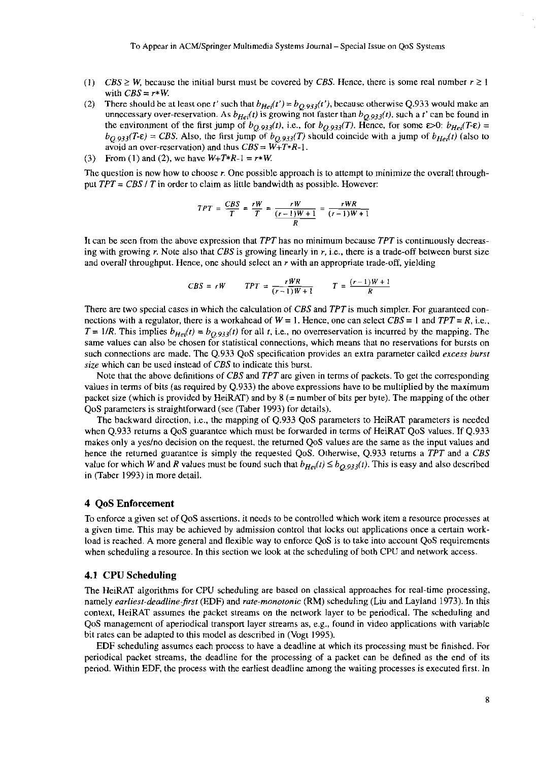(1) $CBS \geq W$, because the initial burst must be covered by $CBS$. Hence, there is some real number $r \geq 1$ with $CBS = r*W$.

(2) There should be at least one $t'$ such that $b_{Hei}(t') = b_{Q.933}(t')$, because otherwise Q.933 would make an unnecessary over-reservation. As $b_{Hei}(t)$ is growing not faster than $b_{Q.933}(t)$, such a $t'$ can be found in the environment of the first jump of $b_{Q.933}(t)$, i.e., for $b_{Q.933}(T)$. Hence, for some $\varepsilon>0$: $b_{Hei}(T\text{-}\varepsilon) = b_{Q.933}(T\text{-}\varepsilon) = CBS$. Also, the first jump of $b_{Q.933}(T)$ should coincide with a jump of $b_{Hei}(t)$ (also to avoid an over-reservation) and thus $CBS = W+T*R\text{-}1$.

(3) From (1) and (2), we have $W+T*R\text{-}1 = r*W$.

The question is now how to choose $r$. One possible approach is to attempt to minimize the overall throughput $TPT = CBS / T$ in order to claim as little bandwidth as possible. However:

$$TPT = \frac{CBS}{T} = \frac{rW}{T} = \frac{rW}{\frac{(r-1)W+1}{R}} = \frac{rWR}{(r-1)W+1}$$

It can be seen from the above expression that $TPT$ has no minimum because $TPT$ is continuously decreasing with growing $r$. Note also that $CBS$ is growing linearly in $r$, i.e., there is a trade-off between burst size and overall throughput. Hence, one should select an $r$ with an appropriate trade-off, yielding

$$CBS = rW \qquad TPT = \frac{rWR}{(r-1)W+1} \qquad T = \frac{(r-1)W+1}{R}$$

There are two special cases in which the calculation of $CBS$ and $TPT$ is much simpler. For guaranteed connections with a regulator, there is a workahead of $W = 1$. Hence, one can select $CBS = 1$ and $TPT = R$, i.e., $T = 1/R$. This implies $b_{Hei}(t) = b_{Q.933}(t)$ for all $t$, i.e., no overreservation is incurred by the mapping. The same values can also be chosen for statistical connections, which means that no reservations for bursts on such connections are made. The Q.933 QoS specification provides an extra parameter called *excess burst size* which can be used instead of $CBS$ to indicate this burst.

Note that the above definitions of $CBS$ and $TPT$ are given in terms of packets. To get the corresponding values in terms of bits (as required by Q.933) the above expressions have to be multiplied by the maximum packet size (which is provided by HeiRAT) and by 8 (= number of bits per byte). The mapping of the other QoS parameters is straightforward (see (Taber 1993) for details).

The backward direction, i.e., the mapping of Q.933 QoS parameters to HeiRAT parameters is needed when Q.933 returns a QoS guarantee which must be forwarded in terms of HeiRAT QoS values. If Q.933 makes only a yes/no decision on the request, the returned QoS values are the same as the input values and hence the returned guarantee is simply the requested QoS. Otherwise, Q.933 returns a $TPT$ and a $CBS$ value for which $W$ and $R$ values must be found such that $b_{Hei}(t) \leq b_{Q.933}(t)$. This is easy and also described in (Taber 1993) in more detail.

## 4 QoS Enforcement

To enforce a given set of QoS assertions, it needs to be controlled which work item a resource processes at a given time. This may be achieved by admission control that locks out applications once a certain workload is reached. A more general and flexible way to enforce QoS is to take into account QoS requirements when scheduling a resource. In this section we look at the scheduling of both CPU and network access.

### 4.1 CPU Scheduling

The HeiRAT algorithms for CPU scheduling are based on classical approaches for real-time processing, namely *earliest-deadline-first* (EDF) and *rate-monotonic* (RM) scheduling (Liu and Layland 1973). In this context, HeiRAT assumes the packet streams on the network layer to be periodical. The scheduling and QoS management of aperiodical transport layer streams as, e.g., found in video applications with variable bit rates can be adapted to this model as described in (Vogt 1995).

EDF scheduling assumes each process to have a deadline at which its processing must be finished. For periodical packet streams, the deadline for the processing of a packet can be defined as the end of its period. Within EDF, the process with the earliest deadline among the waiting processes is executed first. In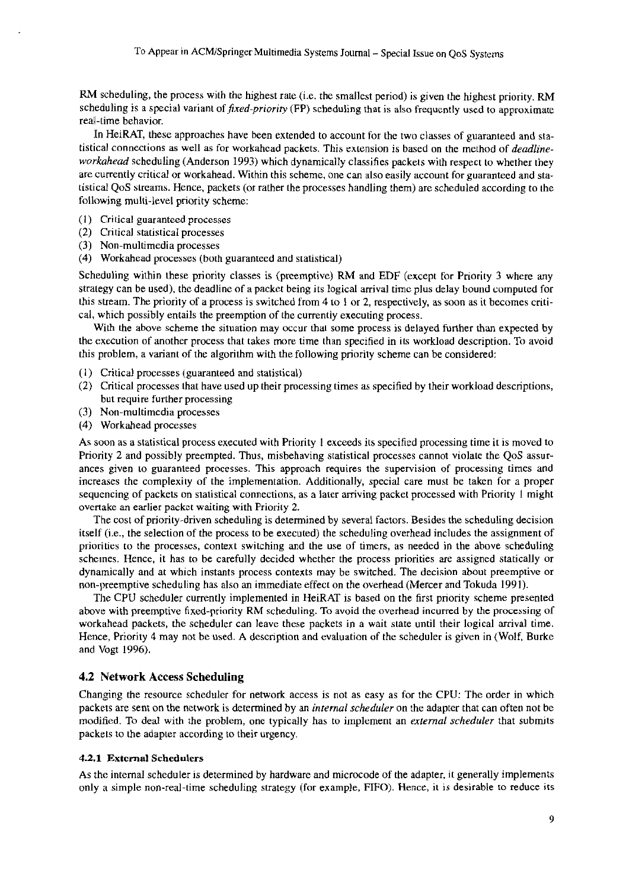RM scheduling, the process with the highest rate (i.e. the smallest period) is given the highest priority. RM scheduling is a special variant of *fixed-priority* (FP) scheduling that is also frequently used to approximate real-time behavior.

In HeiRAT, these approaches have been extended to account for the two classes of guaranteed and statistical connections as well as for workahead packets. This extension is based on the method of *deadline-workahead* scheduling (Anderson 1993) which dynamically classifies packets with respect to whether they are currently critical or workahead. Within this scheme, one can also easily account for guaranteed and statistical QoS streams. Hence, packets (or rather the processes handling them) are scheduled according to the following multi-level priority scheme:

(1) Critical guaranteed processes
(2) Critical statistical processes
(3) Non-multimedia processes
(4) Workahead processes (both guaranteed and statistical)

Scheduling within these priority classes is (preemptive) RM and EDF (except for Priority 3 where any strategy can be used), the deadline of a packet being its logical arrival time plus delay bound computed for this stream. The priority of a process is switched from 4 to 1 or 2, respectively, as soon as it becomes critical, which possibly entails the preemption of the currently executing process.

With the above scheme the situation may occur that some process is delayed further than expected by the execution of another process that takes more time than specified in its workload description. To avoid this problem, a variant of the algorithm with the following priority scheme can be considered:

(1) Critical processes (guaranteed and statistical)
(2) Critical processes that have used up their processing times as specified by their workload descriptions, but require further processing
(3) Non-multimedia processes
(4) Workahead processes

As soon as a statistical process executed with Priority 1 exceeds its specified processing time it is moved to Priority 2 and possibly preempted. Thus, misbehaving statistical processes cannot violate the QoS assurances given to guaranteed processes. This approach requires the supervision of processing times and increases the complexity of the implementation. Additionally, special care must be taken for a proper sequencing of packets on statistical connections, as a later arriving packet processed with Priority 1 might overtake an earlier packet waiting with Priority 2.

The cost of priority-driven scheduling is determined by several factors. Besides the scheduling decision itself (i.e., the selection of the process to be executed) the scheduling overhead includes the assignment of priorities to the processes, context switching and the use of timers, as needed in the above scheduling schemes. Hence, it has to be carefully decided whether the process priorities are assigned statically or dynamically and at which instants process contexts may be switched. The decision about preemptive or non-preemptive scheduling has also an immediate effect on the overhead (Mercer and Tokuda 1991).

The CPU scheduler currently implemented in HeiRAT is based on the first priority scheme presented above with preemptive fixed-priority RM scheduling. To avoid the overhead incurred by the processing of workahead packets, the scheduler can leave these packets in a wait state until their logical arrival time. Hence, Priority 4 may not be used. A description and evaluation of the scheduler is given in (Wolf, Burke and Vogt 1996).

## 4.2 Network Access Scheduling

Changing the resource scheduler for network access is not as easy as for the CPU: The order in which packets are sent on the network is determined by an *internal scheduler* on the adapter that can often not be modified. To deal with the problem, one typically has to implement an *external scheduler* that submits packets to the adapter according to their urgency.

### 4.2.1 External Schedulers

As the internal scheduler is determined by hardware and microcode of the adapter, it generally implements only a simple non-real-time scheduling strategy (for example, FIFO). Hence, it is desirable to reduce its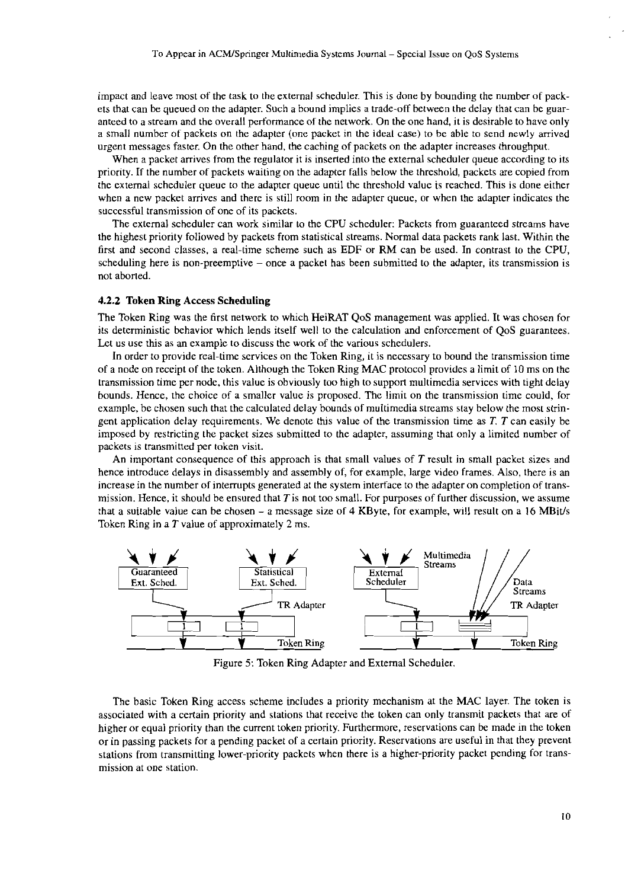impact and leave most of the task to the external scheduler. This is done by bounding the number of packets that can be queued on the adapter. Such a bound implies a trade-off between the delay that can be guaranteed to a stream and the overall performance of the network. On the one hand, it is desirable to have only a small number of packets on the adapter (one packet in the ideal case) to be able to send newly arrived urgent messages faster. On the other hand, the caching of packets on the adapter increases throughput.

When a packet arrives from the regulator it is inserted into the external scheduler queue according to its priority. If the number of packets waiting on the adapter falls below the threshold, packets are copied from the external scheduler queue to the adapter queue until the threshold value is reached. This is done either when a new packet arrives and there is still room in the adapter queue, or when the adapter indicates the successful transmission of one of its packets.

The external scheduler can work similar to the CPU scheduler: Packets from guaranteed streams have the highest priority followed by packets from statistical streams. Normal data packets rank last. Within the first and second classes, a real-time scheme such as EDF or RM can be used. In contrast to the CPU, scheduling here is non-preemptive – once a packet has been submitted to the adapter, its transmission is not aborted.

### 4.2.2 Token Ring Access Scheduling

The Token Ring was the first network to which HeiRAT QoS management was applied. It was chosen for its deterministic behavior which lends itself well to the calculation and enforcement of QoS guarantees. Let us use this as an example to discuss the work of the various schedulers.

In order to provide real-time services on the Token Ring, it is necessary to bound the transmission time of a node on receipt of the token. Although the Token Ring MAC protocol provides a limit of 10 ms on the transmission time per node, this value is obviously too high to support multimedia services with tight delay bounds. Hence, the choice of a smaller value is proposed. The limit on the transmission time could, for example, be chosen such that the calculated delay bounds of multimedia streams stay below the most stringent application delay requirements. We denote this value of the transmission time as $T$. $T$ can easily be imposed by restricting the packet sizes submitted to the adapter, assuming that only a limited number of packets is transmitted per token visit.

An important consequence of this approach is that small values of $T$ result in small packet sizes and hence introduce delays in disassembly and assembly of, for example, large video frames. Also, there is an increase in the number of interrupts generated at the system interface to the adapter on completion of transmission. Hence, it should be ensured that $T$ is not too small. For purposes of further discussion, we assume that a suitable value can be chosen – a message size of 4 KByte, for example, will result on a 16 MBit/s Token Ring in a $T$ value of approximately 2 ms.

Figure 5: Token Ring Adapter and External Scheduler.

The basic Token Ring access scheme includes a priority mechanism at the MAC layer. The token is associated with a certain priority and stations that receive the token can only transmit packets that are of higher or equal priority than the current token priority. Furthermore, reservations can be made in the token or in passing packets for a pending packet of a certain priority. Reservations are useful in that they prevent stations from transmitting lower-priority packets when there is a higher-priority packet pending for transmission at one station.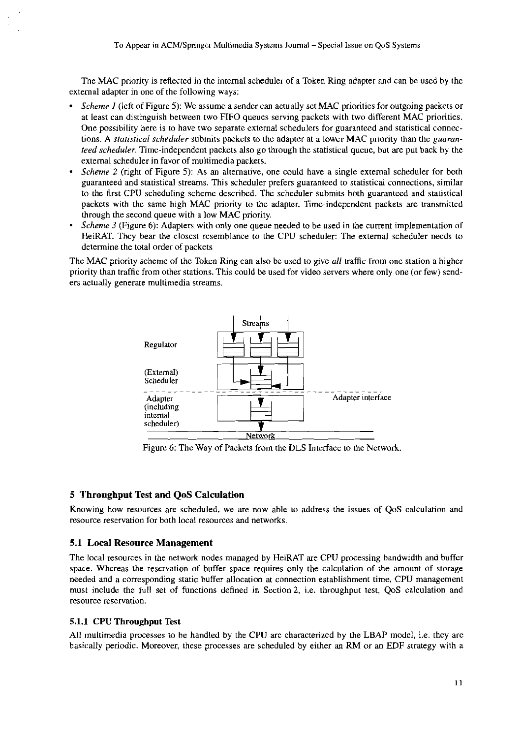The MAC priority is reflected in the internal scheduler of a Token Ring adapter and can be used by the external adapter in one of the following ways:

- *Scheme 1* (left of Figure 5): We assume a sender can actually set MAC priorities for outgoing packets or at least can distinguish between two FIFO queues serving packets with two different MAC priorities. One possibility here is to have two separate external schedulers for guaranteed and statistical connections. A *statistical scheduler* submits packets to the adapter at a lower MAC priority than the *guaranteed scheduler*. Time-independent packets also go through the statistical queue, but are put back by the external scheduler in favor of multimedia packets.
- *Scheme 2* (right of Figure 5): As an alternative, one could have a single external scheduler for both guaranteed and statistical streams. This scheduler prefers guaranteed to statistical connections, similar to the first CPU scheduling scheme described. The scheduler submits both guaranteed and statistical packets with the same high MAC priority to the adapter. Time-independent packets are transmitted through the second queue with a low MAC priority.
- *Scheme 3* (Figure 6): Adapters with only one queue needed to be used in the current implementation of HeiRAT. They bear the closest resemblance to the CPU scheduler: The external scheduler needs to determine the total order of packets

The MAC priority scheme of the Token Ring can also be used to give *all* traffic from one station a higher priority than traffic from other stations. This could be used for video servers where only one (or few) senders actually generate multimedia streams.

Streams

Regulator

(External) Scheduler

Adapter (including internal scheduler)

Adapter interface

Network

Figure 6: The Way of Packets from the DLS Interface to the Network.

## 5 Throughput Test and QoS Calculation

Knowing how resources are scheduled, we are now able to address the issues of QoS calculation and resource reservation for both local resources and networks.

### 5.1 Local Resource Management

The local resources in the network nodes managed by HeiRAT are CPU processing bandwidth and buffer space. Whereas the reservation of buffer space requires only the calculation of the amount of storage needed and a corresponding static buffer allocation at connection establishment time, CPU management must include the full set of functions defined in Section 2, i.e. throughput test, QoS calculation and resource reservation.

#### 5.1.1 CPU Throughput Test

All multimedia processes to be handled by the CPU are characterized by the LBAP model, i.e. they are basically periodic. Moreover, these processes are scheduled by either an RM or an EDF strategy with a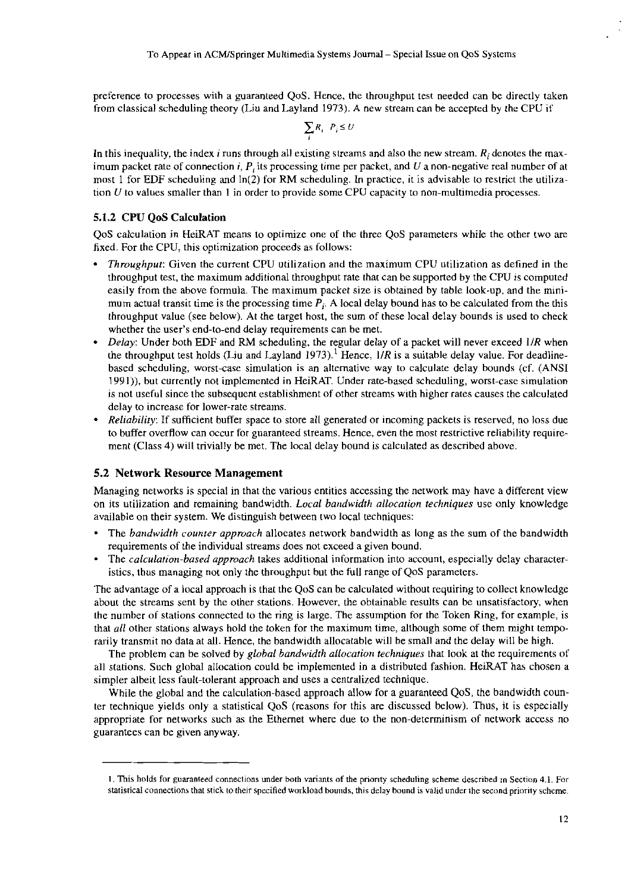preference to processes with a guaranteed QoS. Hence, the throughput test needed can be directly taken from classical scheduling theory (Liu and Layland 1973). A new stream can be accepted by the CPU if

$$\sum_i R_i \; P_i \leq U$$

In this inequality, the index $i$ runs through all existing streams and also the new stream. $R_i$ denotes the maximum packet rate of connection $i$, $P_i$ its processing time per packet, and $U$ a non-negative real number of at most 1 for EDF scheduling and ln(2) for RM scheduling. In practice, it is advisable to restrict the utilization $U$ to values smaller than 1 in order to provide some CPU capacity to non-multimedia processes.

### 5.1.2 CPU QoS Calculation

QoS calculation in HeiRAT means to optimize one of the three QoS parameters while the other two are fixed. For the CPU, this optimization proceeds as follows:

- *Throughput*: Given the current CPU utilization and the maximum CPU utilization as defined in the throughput test, the maximum additional throughput rate that can be supported by the CPU is computed easily from the above formula. The maximum packet size is obtained by table look-up, and the minimum actual transit time is the processing time $P_i$. A local delay bound has to be calculated from the this throughput value (see below). At the target host, the sum of these local delay bounds is used to check whether the user's end-to-end delay requirements can be met.
- *Delay*: Under both EDF and RM scheduling, the regular delay of a packet will never exceed $1/R$ when the throughput test holds (Liu and Layland 1973).[1] Hence, $1/R$ is a suitable delay value. For deadline-based scheduling, worst-case simulation is an alternative way to calculate delay bounds (cf. (ANSI 1991)), but currently not implemented in HeiRAT. Under rate-based scheduling, worst-case simulation is not useful since the subsequent establishment of other streams with higher rates causes the calculated delay to increase for lower-rate streams.
- *Reliability*: If sufficient buffer space to store all generated or incoming packets is reserved, no loss due to buffer overflow can occur for guaranteed streams. Hence, even the most restrictive reliability requirement (Class 4) will trivially be met. The local delay bound is calculated as described above.

## 5.2 Network Resource Management

Managing networks is special in that the various entities accessing the network may have a different view on its utilization and remaining bandwidth. *Local bandwidth allocation techniques* use only knowledge available on their system. We distinguish between two local techniques:

- The *bandwidth counter approach* allocates network bandwidth as long as the sum of the bandwidth requirements of the individual streams does not exceed a given bound.
- The *calculation-based approach* takes additional information into account, especially delay characteristics, thus managing not only the throughput but the full range of QoS parameters.

The advantage of a local approach is that the QoS can be calculated without requiring to collect knowledge about the streams sent by the other stations. However, the obtainable results can be unsatisfactory, when the number of stations connected to the ring is large. The assumption for the Token Ring, for example, is that *all* other stations always hold the token for the maximum time, although some of them might temporarily transmit no data at all. Hence, the bandwidth allocatable will be small and the delay will be high.

The problem can be solved by *global bandwidth allocation techniques* that look at the requirements of all stations. Such global allocation could be implemented in a distributed fashion. HeiRAT has chosen a simpler albeit less fault-tolerant approach and uses a centralized technique.

While the global and the calculation-based approach allow for a guaranteed QoS, the bandwidth counter technique yields only a statistical QoS (reasons for this are discussed below). Thus, it is especially appropriate for networks such as the Ethernet where due to the non-determinism of network access no guarantees can be given anyway.

---

1. This holds for guaranteed connections under both variants of the priority scheduling scheme described in Section 4.1. For statistical connections that stick to their specified workload bounds, this delay bound is valid under the second priority scheme.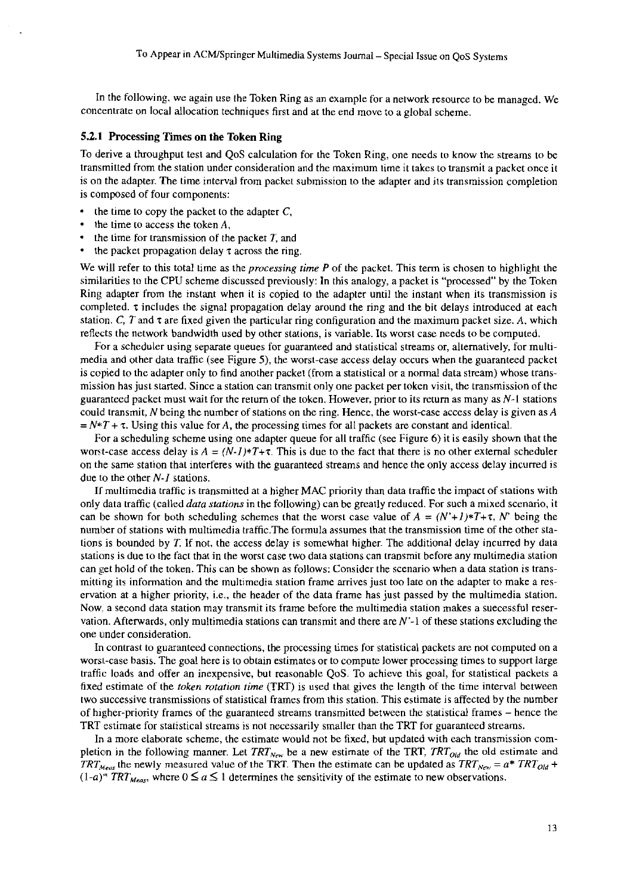In the following, we again use the Token Ring as an example for a network resource to be managed. We concentrate on local allocation techniques first and at the end move to a global scheme.

### 5.2.1 Processing Times on the Token Ring

To derive a throughput test and QoS calculation for the Token Ring, one needs to know the streams to be transmitted from the station under consideration and the maximum time it takes to transmit a packet once it is on the adapter. The time interval from packet submission to the adapter and its transmission completion is composed of four components:

- the time to copy the packet to the adapter $C$,
- the time to access the token $A$,
- the time for transmission of the packet $T$, and
- the packet propagation delay $\tau$ across the ring.

We will refer to this total time as the *processing time P* of the packet. This term is chosen to highlight the similarities to the CPU scheme discussed previously: In this analogy, a packet is "processed" by the Token Ring adapter from the instant when it is copied to the adapter until the instant when its transmission is completed. $\tau$ includes the signal propagation delay around the ring and the bit delays introduced at each station. $C$, $T$ and $\tau$ are fixed given the particular ring configuration and the maximum packet size. $A$, which reflects the network bandwidth used by other stations, is variable. Its worst case needs to be computed.

For a scheduler using separate queues for guaranteed and statistical streams or, alternatively, for multimedia and other data traffic (see Figure 5), the worst-case access delay occurs when the guaranteed packet is copied to the adapter only to find another packet (from a statistical or a normal data stream) whose transmission has just started. Since a station can transmit only one packet per token visit, the transmission of the guaranteed packet must wait for the return of the token. However, prior to its return as many as $N$-1 stations could transmit, $N$ being the number of stations on the ring. Hence, the worst-case access delay is given as $A = N*T + \tau$. Using this value for $A$, the processing times for all packets are constant and identical.

For a scheduling scheme using one adapter queue for all traffic (see Figure 6) it is easily shown that the worst-case access delay is $A = (N-1)*T+\tau$. This is due to the fact that there is no other external scheduler on the same station that interferes with the guaranteed streams and hence the only access delay incurred is due to the other $N-1$ stations.

If multimedia traffic is transmitted at a higher MAC priority than data traffic the impact of stations with only data traffic (called *data stations* in the following) can be greatly reduced. For such a mixed scenario, it can be shown for both scheduling schemes that the worst case value of $A = (N'+1)*T+\tau$, $N'$ being the number of stations with multimedia traffic.The formula assumes that the transmission time of the other stations is bounded by $T$. If not, the access delay is somewhat higher. The additional delay incurred by data stations is due to the fact that in the worst case two data stations can transmit before any multimedia station can get hold of the token. This can be shown as follows: Consider the scenario when a data station is transmitting its information and the multimedia station frame arrives just too late on the adapter to make a reservation at a higher priority, i.e., the header of the data frame has just passed by the multimedia station. Now, a second data station may transmit its frame before the multimedia station makes a successful reservation. Afterwards, only multimedia stations can transmit and there are $N'$-1 of these stations excluding the one under consideration.

In contrast to guaranteed connections, the processing times for statistical packets are not computed on a worst-case basis. The goal here is to obtain estimates or to compute lower processing times to support large traffic loads and offer an inexpensive, but reasonable QoS. To achieve this goal, for statistical packets a fixed estimate of the *token rotation time* (TRT) is used that gives the length of the time interval between two successive transmissions of statistical frames from this station. This estimate is affected by the number of higher-priority frames of the guaranteed streams transmitted between the statistical frames – hence the TRT estimate for statistical streams is not necessarily smaller than the TRT for guaranteed streams.

In a more elaborate scheme, the estimate would not be fixed, but updated with each transmission completion in the following manner. Let $TRT_{New}$ be a new estimate of the TRT, $TRT_{Old}$ the old estimate and $TRT_{Meas}$ the newly measured value of the TRT. Then the estimate can be updated as $TRT_{New} = a* TRT_{Old} + (1-a)* TRT_{Meas}$, where $0 \leq a \leq 1$ determines the sensitivity of the estimate to new observations.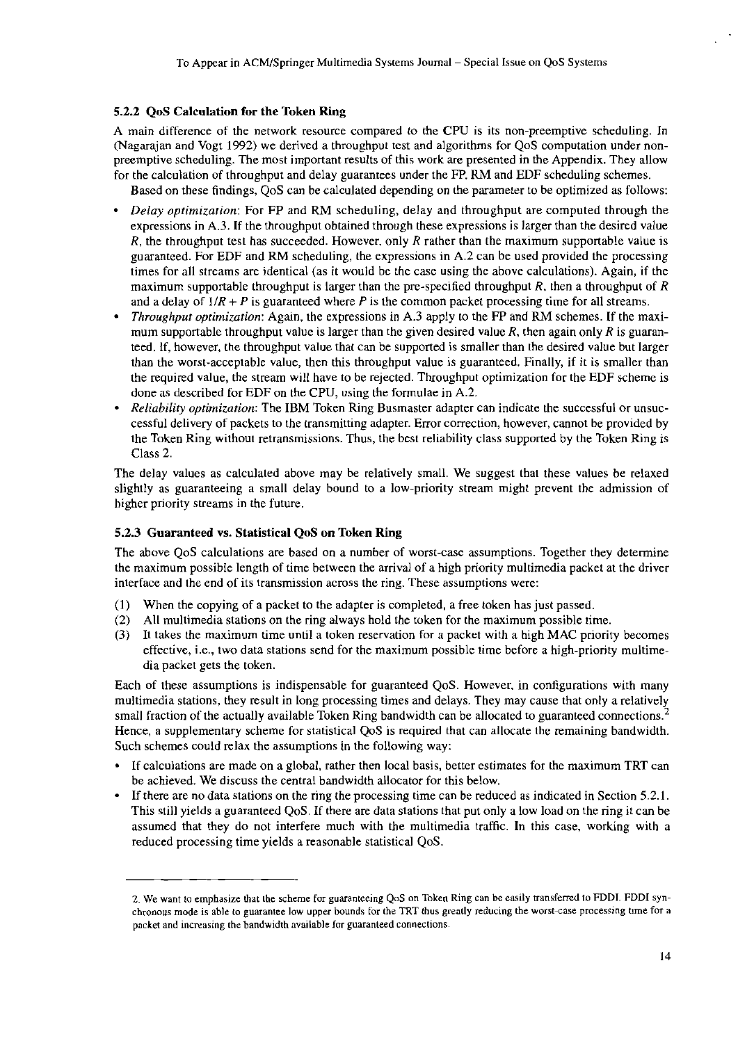### 5.2.2 QoS Calculation for the Token Ring

A main difference of the network resource compared to the CPU is its non-preemptive scheduling. In (Nagarajan and Vogt 1992) we derived a throughput test and algorithms for QoS computation under non-preemptive scheduling. The most important results of this work are presented in the Appendix. They allow for the calculation of throughput and delay guarantees under the FP, RM and EDF scheduling schemes.

Based on these findings, QoS can be calculated depending on the parameter to be optimized as follows:

- *Delay optimization*: For FP and RM scheduling, delay and throughput are computed through the expressions in A.3. If the throughput obtained through these expressions is larger than the desired value $R$, the throughput test has succeeded. However, only $R$ rather than the maximum supportable value is guaranteed. For EDF and RM scheduling, the expressions in A.2 can be used provided the processing times for all streams are identical (as it would be the case using the above calculations). Again, if the maximum supportable throughput is larger than the pre-specified throughput $R$, then a throughput of $R$ and a delay of $1/R + P$ is guaranteed where $P$ is the common packet processing time for all streams.
- *Throughput optimization*: Again, the expressions in A.3 apply to the FP and RM schemes. If the maximum supportable throughput value is larger than the given desired value $R$, then again only $R$ is guaranteed. If, however, the throughput value that can be supported is smaller than the desired value but larger than the worst-acceptable value, then this throughput value is guaranteed. Finally, if it is smaller than the required value, the stream will have to be rejected. Throughput optimization for the EDF scheme is done as described for EDF on the CPU, using the formulae in A.2.
- *Reliability optimization*: The IBM Token Ring Busmaster adapter can indicate the successful or unsuccessful delivery of packets to the transmitting adapter. Error correction, however, cannot be provided by the Token Ring without retransmissions. Thus, the best reliability class supported by the Token Ring is Class 2.

The delay values as calculated above may be relatively small. We suggest that these values be relaxed slightly as guaranteeing a small delay bound to a low-priority stream might prevent the admission of higher priority streams in the future.

### 5.2.3 Guaranteed vs. Statistical QoS on Token Ring

The above QoS calculations are based on a number of worst-case assumptions. Together they determine the maximum possible length of time between the arrival of a high priority multimedia packet at the driver interface and the end of its transmission across the ring. These assumptions were:

(1) When the copying of a packet to the adapter is completed, a free token has just passed.

(2) All multimedia stations on the ring always hold the token for the maximum possible time.

(3) It takes the maximum time until a token reservation for a packet with a high MAC priority becomes effective, i.e., two data stations send for the maximum possible time before a high-priority multimedia packet gets the token.

Each of these assumptions is indispensable for guaranteed QoS. However, in configurations with many multimedia stations, they result in long processing times and delays. They may cause that only a relatively small fraction of the actually available Token Ring bandwidth can be allocated to guaranteed connections.[2] Hence, a supplementary scheme for statistical QoS is required that can allocate the remaining bandwidth. Such schemes could relax the assumptions in the following way:

- If calculations are made on a global, rather then local basis, better estimates for the maximum TRT can be achieved. We discuss the central bandwidth allocator for this below.
- If there are no data stations on the ring the processing time can be reduced as indicated in Section 5.2.1. This still yields a guaranteed QoS. If there are data stations that put only a low load on the ring it can be assumed that they do not interfere much with the multimedia traffic. In this case, working with a reduced processing time yields a reasonable statistical QoS.

---

2. We want to emphasize that the scheme for guaranteeing QoS on Token Ring can be easily transferred to FDDI. FDDI synchronous mode is able to guarantee low upper bounds for the TRT thus greatly reducing the worst-case processing time for a packet and increasing the bandwidth available for guaranteed connections.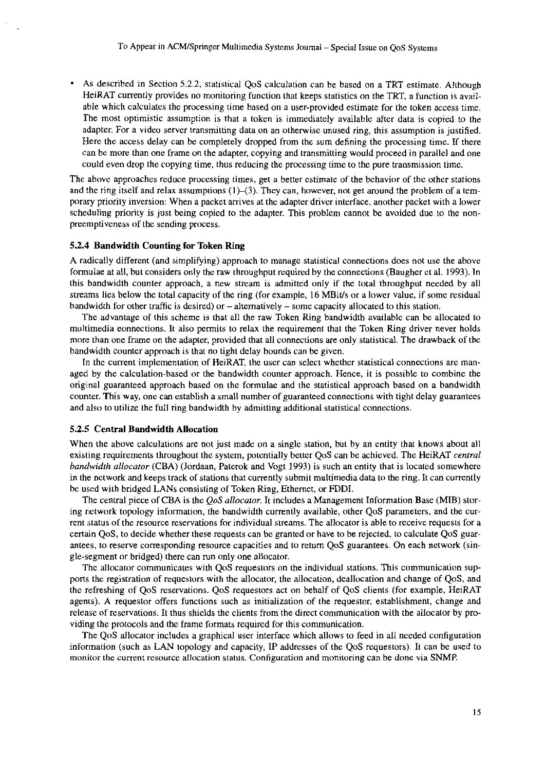- As described in Section 5.2.2, statistical QoS calculation can be based on a TRT estimate. Although HeiRAT currently provides no monitoring function that keeps statistics on the TRT, a function is available which calculates the processing time based on a user-provided estimate for the token access time. The most optimistic assumption is that a token is immediately available after data is copied to the adapter. For a video server transmitting data on an otherwise unused ring, this assumption is justified. Here the access delay can be completely dropped from the sum defining the processing time. If there can be more than one frame on the adapter, copying and transmitting would proceed in parallel and one could even drop the copying time, thus reducing the processing time to the pure transmission time.

The above approaches reduce processing times, get a better estimate of the behavior of the other stations and the ring itself and relax assumptions (1)–(3). They can, however, not get around the problem of a temporary priority inversion: When a packet arrives at the adapter driver interface, another packet with a lower scheduling priority is just being copied to the adapter. This problem cannot be avoided due to the non-preemptiveness of the sending process.

### 5.2.4 Bandwidth Counting for Token Ring

A radically different (and simplifying) approach to manage statistical connections does not use the above formulae at all, but considers only the raw throughput required by the connections (Baugher et al. 1993). In this bandwidth counter approach, a new stream is admitted only if the total throughput needed by all streams lies below the total capacity of the ring (for example, 16 MBit/s or a lower value, if some residual bandwidth for other traffic is desired) or – alternatively – some capacity allocated to this station.

The advantage of this scheme is that all the raw Token Ring bandwidth available can be allocated to multimedia connections. It also permits to relax the requirement that the Token Ring driver never holds more than one frame on the adapter, provided that all connections are only statistical. The drawback of the bandwidth counter approach is that no tight delay bounds can be given.

In the current implementation of HeiRAT, the user can select whether statistical connections are managed by the calculation-based or the bandwidth counter approach. Hence, it is possible to combine the original guaranteed approach based on the formulae and the statistical approach based on a bandwidth counter. This way, one can establish a small number of guaranteed connections with tight delay guarantees and also to utilize the full ring bandwidth by admitting additional statistical connections.

### 5.2.5 Central Bandwidth Allocation

When the above calculations are not just made on a single station, but by an entity that knows about all existing requirements throughout the system, potentially better QoS can be achieved. The HeiRAT *central bandwidth allocator* (CBA) (Jordaan, Paterok and Vogt 1993) is such an entity that is located somewhere in the network and keeps track of stations that currently submit multimedia data to the ring. It can currently be used with bridged LANs consisting of Token Ring, Ethernet, or FDDI.

The central piece of CBA is the *QoS allocator*. It includes a Management Information Base (MIB) storing network topology information, the bandwidth currently available, other QoS parameters, and the current status of the resource reservations for individual streams. The allocator is able to receive requests for a certain QoS, to decide whether these requests can be granted or have to be rejected, to calculate QoS guarantees, to reserve corresponding resource capacities and to return QoS guarantees. On each network (single-segment or bridged) there can run only one allocator.

The allocator communicates with QoS requestors on the individual stations. This communication supports the registration of requestors with the allocator, the allocation, deallocation and change of QoS, and the refreshing of QoS reservations. QoS requestors act on behalf of QoS clients (for example, HeiRAT agents). A requestor offers functions such as initialization of the requestor, establishment, change and release of reservations. It thus shields the clients from the direct communication with the allocator by providing the protocols and the frame formats required for this communication.

The QoS allocator includes a graphical user interface which allows to feed in all needed configuration information (such as LAN topology and capacity, IP addresses of the QoS requestors). It can be used to monitor the current resource allocation status. Configuration and monitoring can be done via SNMP.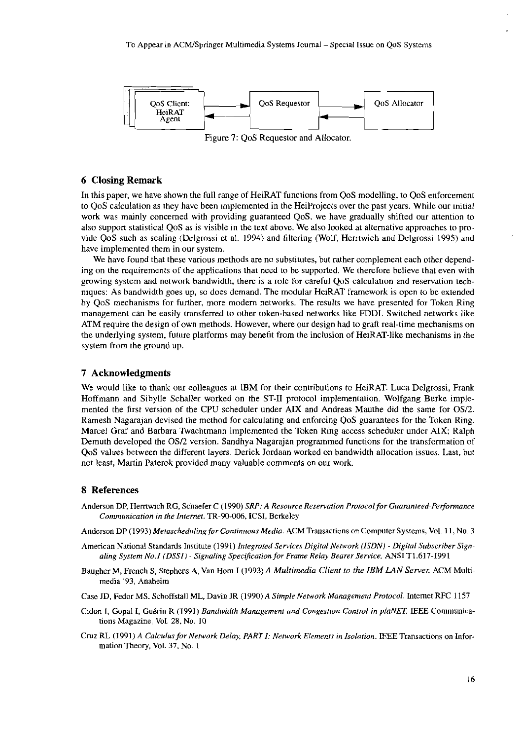QoS Client: HeiRAT Agent → QoS Requestor → QoS Allocator

Figure 7: QoS Requestor and Allocator.

## 6 Closing Remark

In this paper, we have shown the full range of HeiRAT functions from QoS modelling, to QoS enforcement to QoS calculation as they have been implemented in the HeiProjects over the past years. While our initial work was mainly concerned with providing guaranteed QoS, we have gradually shifted our attention to also support statistical QoS as is visible in the text above. We also looked at alternative approaches to provide QoS such as scaling (Delgrossi et al. 1994) and filtering (Wolf, Herrtwich and Delgrossi 1995) and have implemented them in our system.

We have found that these various methods are no substitutes, but rather complement each other depending on the requirements of the applications that need to be supported. We therefore believe that even with growing system and network bandwidth, there is a role for careful QoS calculation and reservation techniques: As bandwidth goes up, so does demand. The modular HeiRAT framework is open to be extended by QoS mechanisms for further, more modern networks. The results we have presented for Token Ring management can be easily transferred to other token-based networks like FDDI. Switched networks like ATM require the design of own methods. However, where our design had to graft real-time mechanisms on the underlying system, future platforms may benefit from the inclusion of HeiRAT-like mechanisms in the system from the ground up.

## 7 Acknowledgments

We would like to thank our colleagues at IBM for their contributions to HeiRAT. Luca Delgrossi, Frank Hoffmann and Sibylle Schaller worked on the ST-II protocol implementation. Wolfgang Burke implemented the first version of the CPU scheduler under AIX and Andreas Mauthe did the same for OS/2. Ramesh Nagarajan devised the method for calculating and enforcing QoS guarantees for the Token Ring. Marcel Graf and Barbara Twachtmann implemented the Token Ring access scheduler under AIX; Ralph Demuth developed the OS/2 version. Sandhya Nagarajan programmed functions for the transformation of QoS values between the different layers. Derick Jordaan worked on bandwidth allocation issues. Last, but not least, Martin Paterok provided many valuable comments on our work.

## 8 References

Anderson DP, Herrtwich RG, Schaefer C (1990) *SRP: A Resource Reservation Protocol for Guaranteed-Performance Communication in the Internet*. TR-90-006, ICSI, Berkeley

Anderson DP (1993) *Metascheduling for Continuous Media*. ACM Transactions on Computer Systems, Vol. 11, No. 3

American National Standards Institute (1991) *Integrated Services Digital Network (ISDN) - Digital Subscriber Signaling System No.1 (DSS1) - Signaling Specification for Frame Relay Bearer Service*. ANSI T1.617-1991

Baugher M, French S, Stephens A, Van Horn I (1993) *A Multimedia Client to the IBM LAN Server*. ACM Multimedia '93, Anaheim

Case JD, Fedor MS, Schoffstall ML, Davin JR (1990) *A Simple Network Management Protocol*. Internet RFC 1157

Cidon I, Gopal I, Guérin R (1991) *Bandwidth Management and Congestion Control in plaNET*. IEEE Communications Magazine, Vol. 28, No. 10

Cruz RL (1991) *A Calculus for Network Delay, PART I: Network Elements in Isolation*. IEEE Transactions on Information Theory, Vol. 37, No. 1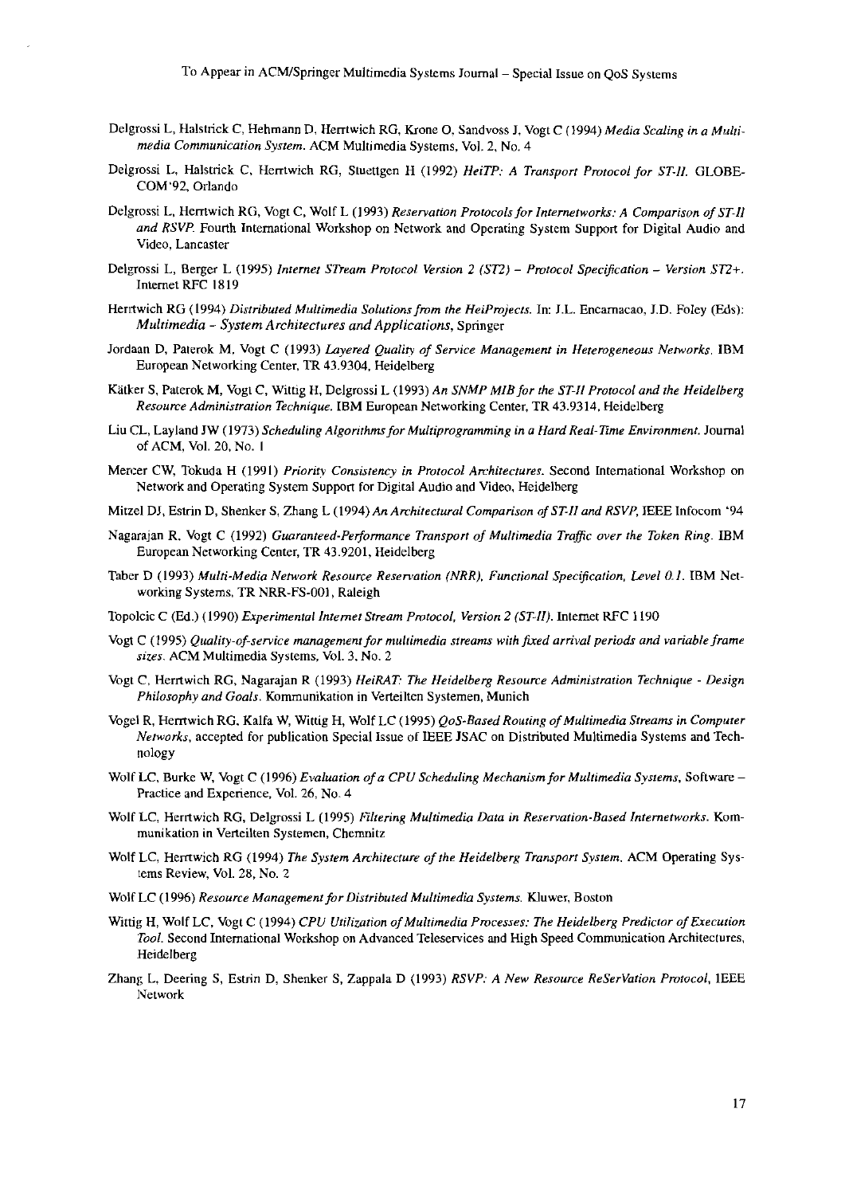Delgrossi L, Halstrick C, Hehmann D, Herrtwich RG, Krone O, Sandvoss J, Vogt C (1994) *Media Scaling in a Multimedia Communication System*. ACM Multimedia Systems, Vol. 2, No. 4

Delgrossi L, Halstrick C, Herrtwich RG, Stuettgen H (1992) *HeiTP: A Transport Protocol for ST-II*. GLOBECOM'92, Orlando

Delgrossi L, Herrtwich RG, Vogt C, Wolf L (1993) *Reservation Protocols for Internetworks: A Comparison of ST-II and RSVP*. Fourth International Workshop on Network and Operating System Support for Digital Audio and Video, Lancaster

Delgrossi L, Berger L (1995) *Internet STream Protocol Version 2 (ST2) – Protocol Specification – Version ST2+*. Internet RFC 1819

Herrtwich RG (1994) *Distributed Multimedia Solutions from the HeiProjects*. In: J.L. Encarnacao, J.D. Foley (Eds): *Multimedia - System Architectures and Applications*, Springer

Jordaan D, Paterok M, Vogt C (1993) *Layered Quality of Service Management in Heterogeneous Networks*. IBM European Networking Center, TR 43.9304, Heidelberg

Kätker S, Paterok M, Vogt C, Wittig H, Delgrossi L (1993) *An SNMP MIB for the ST-II Protocol and the Heidelberg Resource Administration Technique*. IBM European Networking Center, TR 43.9314, Heidelberg

Liu CL, Layland JW (1973) *Scheduling Algorithms for Multiprogramming in a Hard Real-Time Environment*. Journal of ACM, Vol. 20, No. 1

Mercer CW, Tokuda H (1991) *Priority Consistency in Protocol Architectures*. Second International Workshop on Network and Operating System Support for Digital Audio and Video, Heidelberg

Mitzel DJ, Estrin D, Shenker S, Zhang L (1994) *An Architectural Comparison of ST-II and RSVP*, IEEE Infocom '94

Nagarajan R, Vogt C (1992) *Guaranteed-Performance Transport of Multimedia Traffic over the Token Ring*. IBM European Networking Center, TR 43.9201, Heidelberg

Taber D (1993) *Multi-Media Network Resource Reservation (NRR), Functional Specification, Level 0.1*. IBM Networking Systems, TR NRR-FS-001, Raleigh

Topolcic C (Ed.) (1990) *Experimental Internet Stream Protocol, Version 2 (ST-II)*. Internet RFC 1190

Vogt C (1995) *Quality-of-service management for multimedia streams with fixed arrival periods and variable frame sizes*. ACM Multimedia Systems, Vol. 3, No. 2

Vogt C, Herrtwich RG, Nagarajan R (1993) *HeiRAT: The Heidelberg Resource Administration Technique - Design Philosophy and Goals*. Kommunikation in Verteilten Systemen, Munich

Vogel R, Herrtwich RG, Kalfa W, Wittig H, Wolf LC (1995) *QoS-Based Routing of Multimedia Streams in Computer Networks*, accepted for publication Special Issue of IEEE JSAC on Distributed Multimedia Systems and Technology

Wolf LC, Burke W, Vogt C (1996) *Evaluation of a CPU Scheduling Mechanism for Multimedia Systems*, Software – Practice and Experience, Vol. 26, No. 4

Wolf LC, Herrtwich RG, Delgrossi L (1995) *Filtering Multimedia Data in Reservation-Based Internetworks*. Kommunikation in Verteilten Systemen, Chemnitz

Wolf LC, Herrtwich RG (1994) *The System Architecture of the Heidelberg Transport System*. ACM Operating Systems Review, Vol. 28, No. 2

Wolf LC (1996) *Resource Management for Distributed Multimedia Systems*. Kluwer, Boston

Wittig H, Wolf LC, Vogt C (1994) *CPU Utilization of Multimedia Processes: The Heidelberg Predictor of Execution Tool*. Second International Workshop on Advanced Teleservices and High Speed Communication Architectures, Heidelberg

Zhang L, Deering S, Estrin D, Shenker S, Zappala D (1993) *RSVP: A New Resource ReSerVation Protocol*, IEEE Network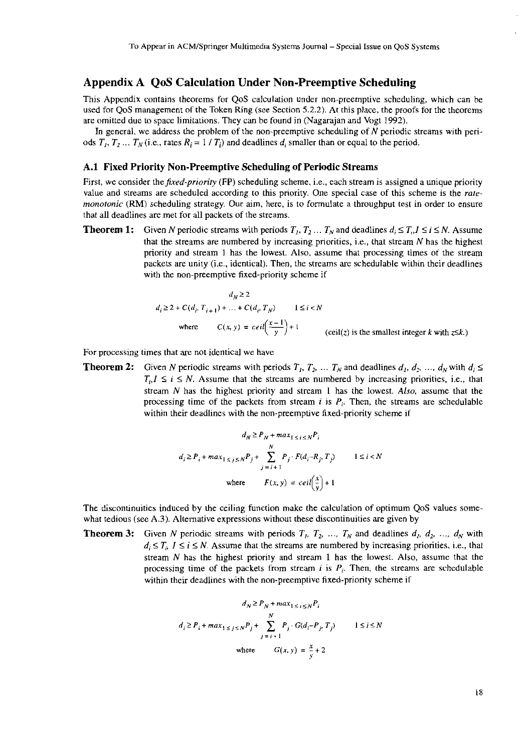## Appendix A QoS Calculation Under Non-Preemptive Scheduling

This Appendix contains theorems for QoS calculation under non-preemptive scheduling, which can be used for QoS management of the Token Ring (see Section 5.2.2). At this place, the proofs for the theorems are omitted due to space limitations. They can be found in (Nagarajan and Vogt 1992).

In general, we address the problem of the non-preemptive scheduling of $N$ periodic streams with periods $T_1, T_2 \ldots T_N$ (i.e., rates $R_i = 1 / T_i$) and deadlines $d_i$ smaller than or equal to the period.

### A.1 Fixed Priority Non-Preemptive Scheduling of Periodic Streams

First, we consider the *fixed-priority* (FP) scheduling scheme, i.e., each stream is assigned a unique priority value and streams are scheduled according to this priority. One special case of this scheme is the *rate-monotonic* (RM) scheduling strategy. Our aim, here, is to formulate a throughput test in order to ensure that all deadlines are met for all packets of the streams.

**Theorem 1:** Given $N$ periodic streams with periods $T_1, T_2 \ldots T_N$ and deadlines $d_i \leq T_i, 1 \leq i \leq N$. Assume that the streams are numbered by increasing priorities, i.e., that stream $N$ has the highest priority and stream 1 has the lowest. Also, assume that processing times of the stream packets are unity (i.e., identical). Then, the streams are schedulable within their deadlines with the non-preemptive fixed-priority scheme if

$$d_N \geq 2$$

$$d_i \geq 2 + C(d_i, T_{i+1}) + \ldots + C(d_i, T_N) \qquad 1 \leq i < N$$

$$\text{where} \qquad C(x, y) = ceil\left(\frac{x-1}{y}\right) + 1 \qquad \text{(ceil}(z)\text{ is the smallest integer } k \text{ with } z \leq k.)$$

For processing times that are not identical we have

**Theorem 2:** Given $N$ periodic streams with periods $T_1, T_2, \ldots T_N$ and deadlines $d_1, d_2, \ldots, d_N$ with $d_i \leq T_i, 1 \leq i \leq N$. Assume that the streams are numbered by increasing priorities, i.e., that stream $N$ has the highest priority and stream 1 has the lowest. *Also,* assume that the processing time of the packets from stream $i$ is $P_i$. Then, the streams are schedulable within their deadlines with the non-preemptive fixed-priority scheme if

$$d_N \geq P_N + max_{1 \leq i \leq N} P_i$$

$$d_i \geq P_i + max_{1 \leq j \leq N} P_j + \sum_{j=i+1}^{N} P_j \cdot F(d_i - R_j, T_j) \qquad 1 \leq i < N$$

$$\text{where} \qquad F(x, y) = ceil\left(\frac{x}{y}\right) + 1$$

The discontinuities induced by the ceiling function make the calculation of optimum QoS values somewhat tedious (see A.3). Alternative expressions without these discontinuities are given by

**Theorem 3:** Given $N$ periodic streams with periods $T_1, T_2, \ldots, T_N$ and deadlines $d_1, d_2, \ldots, d_N$ with $d_i \leq T_i, 1 \leq i \leq N$. Assume that the streams are numbered by increasing priorities, i.e., that stream $N$ has the highest priority and stream 1 has the lowest. Also, assume that the processing time of the packets from stream $i$ is $P_i$. Then, the streams are schedulable within their deadlines with the non-preemptive fixed-priority scheme if

$$d_N \geq P_N + max_{1 \leq i \leq N} P_i$$

$$d_i \geq P_i + max_{1 \leq j \leq N} P_j + \sum_{j=i+1}^{N} P_j \cdot G(d_i - P_j, T_j) \qquad 1 \leq i \leq N$$

$$\text{where} \qquad G(x, y) = \frac{x}{y} + 2$$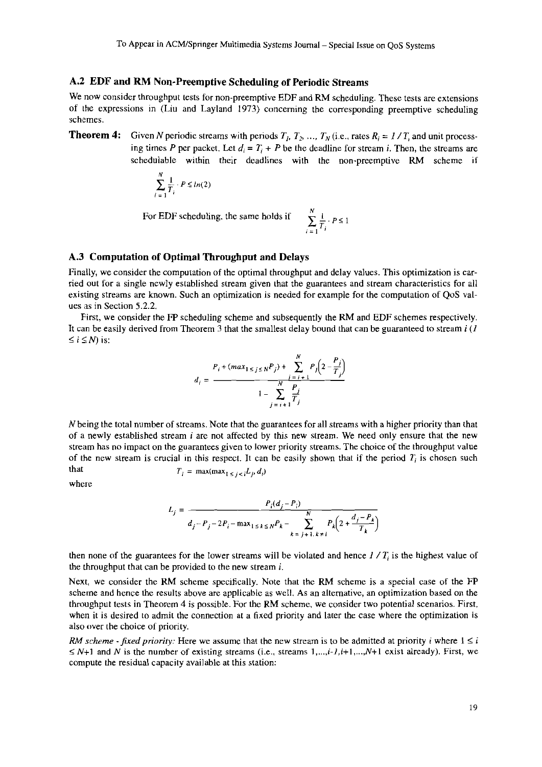### A.2 EDF and RM Non-Preemptive Scheduling of Periodic Streams

We now consider throughput tests for non-preemptive EDF and RM scheduling. These tests are extensions of the expressions in (Liu and Layland 1973) concerning the corresponding preemptive scheduling schemes.

**Theorem 4:** Given $N$ periodic streams with periods $T_1, T_2, \ldots, T_N$ (i.e., rates $R_i = 1 / T_i$ and unit processing times $P$ per packet. Let $d_i = T_i + P$ be the deadline for stream $i$. Then, the streams are schedulable within their deadlines with the non-preemptive RM scheme if

$$\sum_{i=1}^{N} \frac{1}{T_i} \cdot P \le ln(2)$$

For EDF scheduling, the same holds if $\sum_{i=1}^{N} \frac{1}{T_i} \cdot P \le 1$

### A.3 Computation of Optimal Throughput and Delays

Finally, we consider the computation of the optimal throughput and delay values. This optimization is carried out for a single newly established stream given that the guarantees and stream characteristics for all existing streams are known. Such an optimization is needed for example for the computation of QoS values as in Section 5.2.2.

First, we consider the FP scheduling scheme and subsequently the RM and EDF schemes respectively. It can be easily derived from Theorem 3 that the smallest delay bound that can be guaranteed to stream $i$ ($1 \le i \le N$) is:

$$d_i = \frac{P_i + (max_{1 \le j \le N} P_j) + \sum_{j=i+1}^{N} P_j\left(2 - \frac{P_j}{T_j}\right)}{1 - \sum_{j=i+1}^{N} \frac{P_j}{T_j}}$$

$N$ being the total number of streams. Note that the guarantees for all streams with a higher priority than that of a newly established stream $i$ are not affected by this new stream. We need only ensure that the new stream has no impact on the guarantees given to lower priority streams. The choice of the throughput value of the new stream is crucial in this respect. It can be easily shown that if the period $T_i$ is chosen such that $$T_i = \max(\max_{1 \le j < i} L_j, d_i)$$
where

$$L_j = \frac{P_i(d_j - P_i)}{d_j - P_j - 2P_i - \max_{1 \le k \le N} P_k - \sum_{k=j+1, k \ne i}^{N} P_k\left(2 + \frac{d_j - P_k}{T_k}\right)}$$

then none of the guarantees for the lower streams will be violated and hence $1 / T_i$ is the highest value of the throughput that can be provided to the new stream $i$.

Next, we consider the RM scheme specifically. Note that the RM scheme is a special case of the FP scheme and hence the results above are applicable as well. As an alternative, an optimization based on the throughput tests in Theorem 4 is possible. For the RM scheme, we consider two potential scenarios. First, when it is desired to admit the connection at a fixed priority and later the case where the optimization is also over the choice of priority.

*RM scheme - fixed priority:* Here we assume that the new stream is to be admitted at priority $i$ where $1 \le i \le N+1$ and $N$ is the number of existing streams (i.e., streams $1, \ldots, i-1, i+1, \ldots, N+1$ exist already). First, we compute the residual capacity available at this station: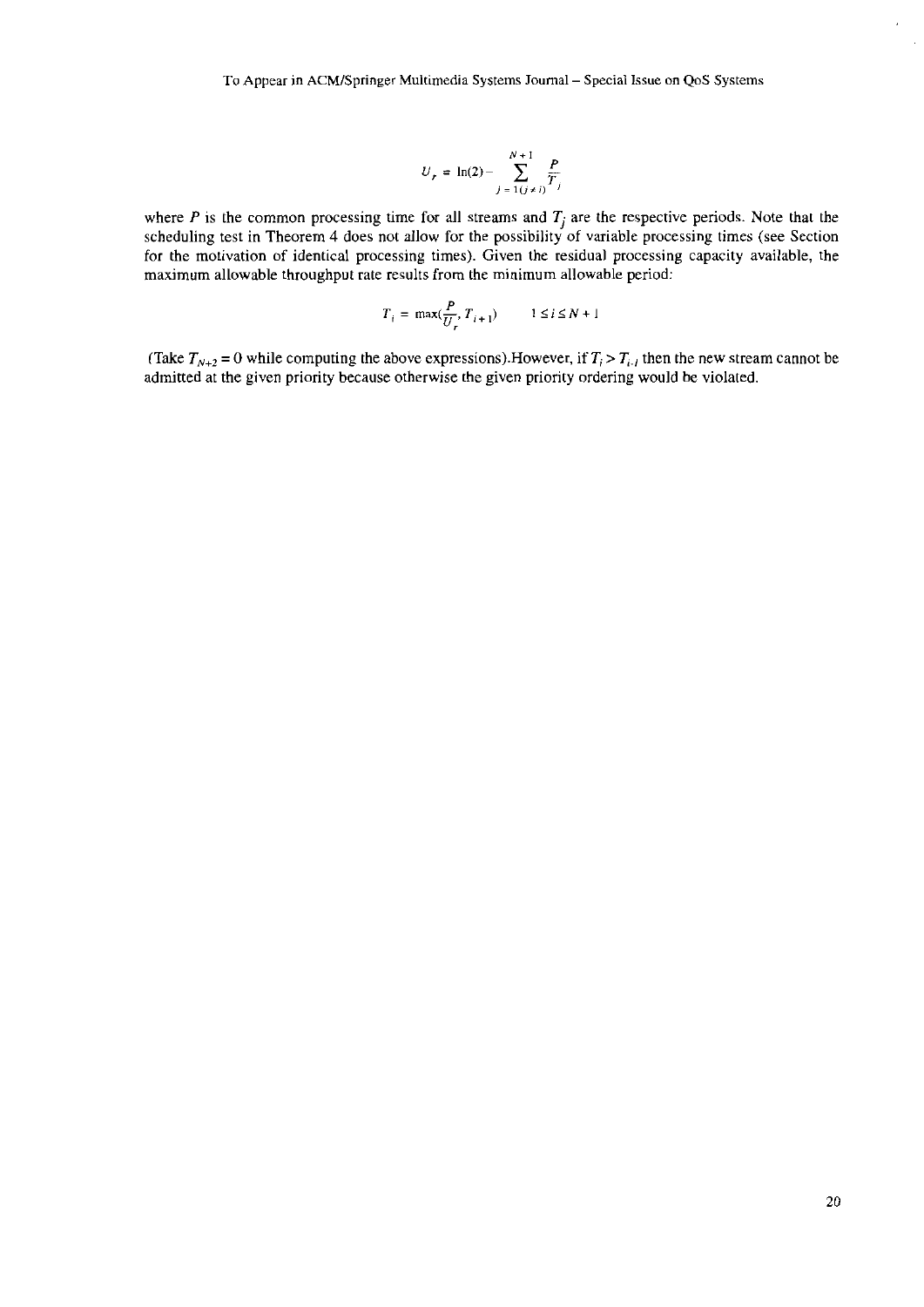$$U_r = \ln(2) - \sum_{j=1(j \neq i)}^{N+1} \frac{P}{T_j}$$

where $P$ is the common processing time for all streams and $T_j$ are the respective periods. Note that the scheduling test in Theorem 4 does not allow for the possibility of variable processing times (see Section for the motivation of identical processing times). Given the residual processing capacity available, the maximum allowable throughput rate results from the minimum allowable period:

$$T_i = \max(\frac{P}{U_r}, T_{i+1}) \qquad 1 \leq i \leq N+1$$

(Take $T_{N+2} = 0$ while computing the above expressions).However, if $T_i > T_{i-1}$ then the new stream cannot be admitted at the given priority because otherwise the given priority ordering would be violated.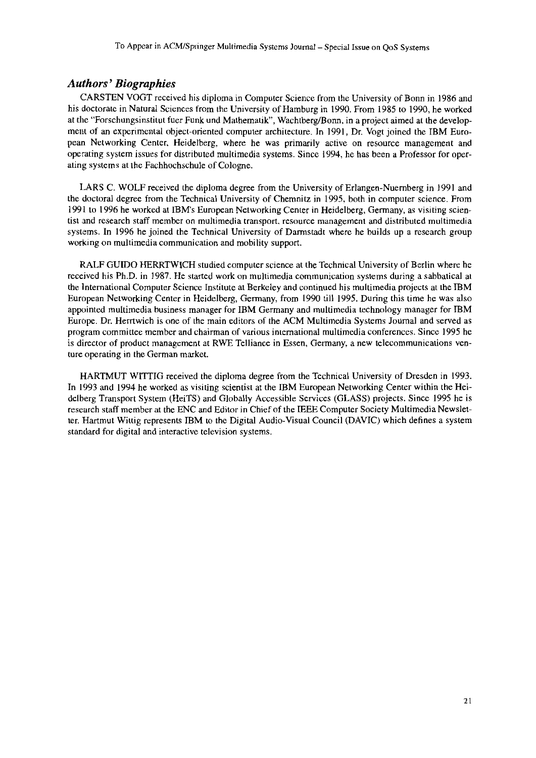## *Authors' Biographies*

CARSTEN VOGT received his diploma in Computer Science from the University of Bonn in 1986 and his doctorate in Natural Sciences from the University of Hamburg in 1990. From 1985 to 1990, he worked at the "Forschungsinstitut fuer Funk und Mathematik", Wachtberg/Bonn, in a project aimed at the development of an experimental object-oriented computer architecture. In 1991, Dr. Vogt joined the IBM European Networking Center, Heidelberg, where he was primarily active on resource management and operating system issues for distributed multimedia systems. Since 1994, he has been a Professor for operating systems at the Fachhochschule of Cologne.

LARS C. WOLF received the diploma degree from the University of Erlangen-Nuernberg in 1991 and the doctoral degree from the Technical University of Chemnitz in 1995, both in computer science. From 1991 to 1996 he worked at IBM's European Networking Center in Heidelberg, Germany, as visiting scientist and research staff member on multimedia transport, resource management and distributed multimedia systems. In 1996 he joined the Technical University of Darmstadt where he builds up a research group working on multimedia communication and mobility support.

RALF GUIDO HERRTWICH studied computer science at the Technical University of Berlin where he received his Ph.D. in 1987. He started work on multimedia communication systems during a sabbatical at the International Computer Science Institute at Berkeley and continued his multimedia projects at the IBM European Networking Center in Heidelberg, Germany, from 1990 till 1995. During this time he was also appointed multimedia business manager for IBM Germany and multimedia technology manager for IBM Europe. Dr. Herrtwich is one of the main editors of the ACM Multimedia Systems Journal and served as program committee member and chairman of various international multimedia conferences. Since 1995 he is director of product management at RWE Telliance in Essen, Germany, a new telecommunications venture operating in the German market.

HARTMUT WITTIG received the diploma degree from the Technical University of Dresden in 1993. In 1993 and 1994 he worked as visiting scientist at the IBM European Networking Center within the Heidelberg Transport System (HeiTS) and Globally Accessible Services (GLASS) projects. Since 1995 he is research staff member at the ENC and Editor in Chief of the IEEE Computer Society Multimedia Newsletter. Hartmut Wittig represents IBM to the Digital Audio-Visual Council (DAVIC) which defines a system standard for digital and interactive television systems.